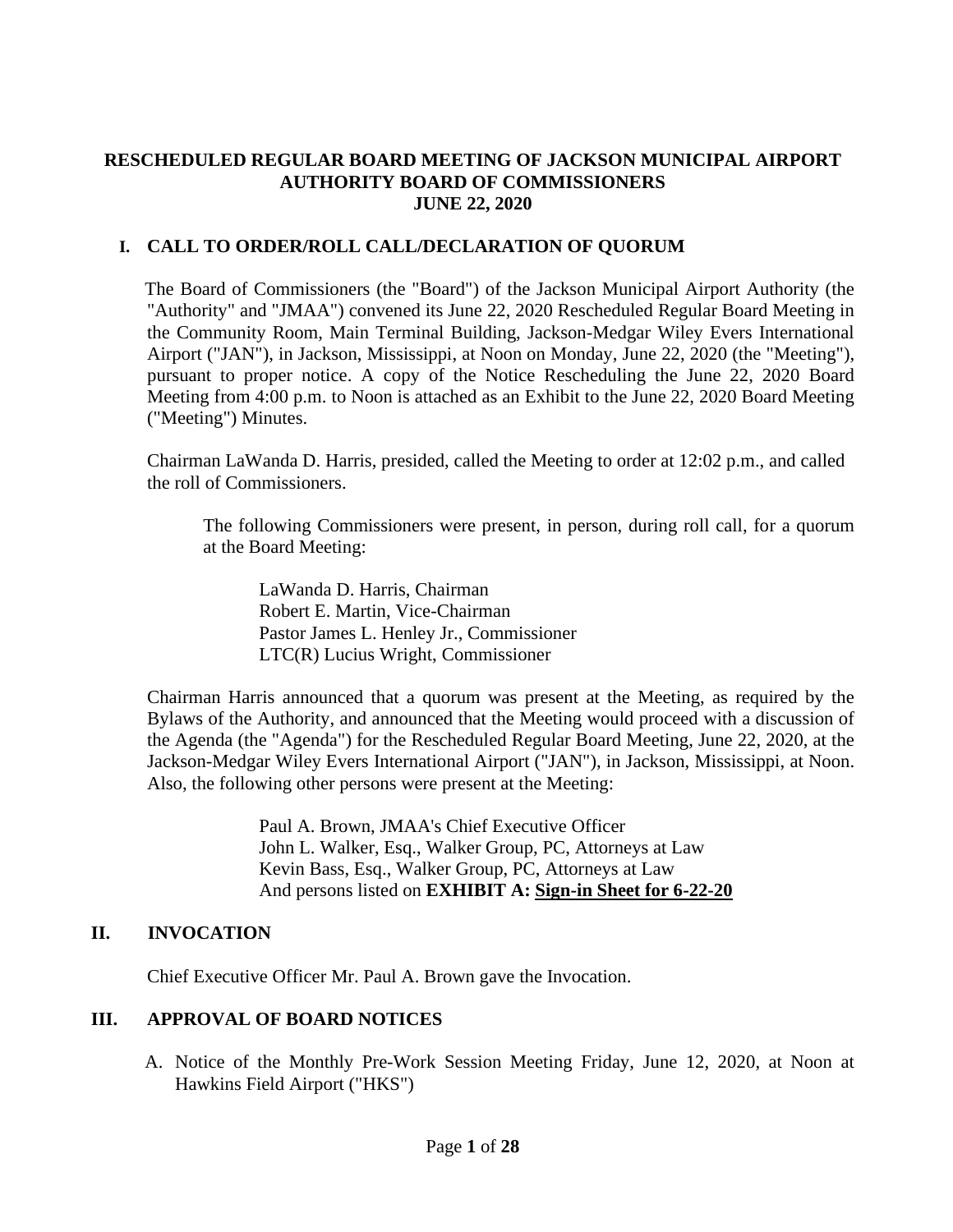# RESCHEDULED REGULAR BOARD MEETING OF JACKSON MUNICIPAL AIRPORT AUTHORITY BOARD OF COMMISSIONERS JUNE 22, 2020

## I. CALL TO ORDER/ROLL CALL/DECLARATION OF QUORUM

The Board of Commissioners (the "Board") of the Jackson Municipal Airport Authority (the "Authority" and "JMAA") convened its June 22, 2020 Rescheduled Regular Board Meeting in the Community Room, Main Terminal Building, Jackson-Medgar Wiley Evers International Airport ("JAN"), in Jackson, Mississippi, at Noon on Monday, June 22, 2020 (the "Meeting"), pursuant to proper notice. A copy of the Notice Rescheduling the June 22, 2020 Board Meeting from 4:00 p.m. to Noon is attached as an Exhibit to the June 22, 2020 Board Meeting ("Meeting") Minutes.

Chairman LaWanda D. Harris, presided, called the Meeting to order at 12:02 p.m., and called the roll of Commissioners.

The following Commissioners were present, in person, during roll call, for a quorum at the Board Meeting:

LaWanda D. Harris, Chairman
Robert E. Martin, Vice-Chairman
Pastor James L. Henley Jr., Commissioner
LTC(R) Lucius Wright, Commissioner

Chairman Harris announced that a quorum was present at the Meeting, as required by the Bylaws of the Authority, and announced that the Meeting would proceed with a discussion of the Agenda (the "Agenda") for the Rescheduled Regular Board Meeting, June 22, 2020, at the Jackson-Medgar Wiley Evers International Airport ("JAN"), in Jackson, Mississippi, at Noon. Also, the following other persons were present at the Meeting:

Paul A. Brown, JMAA's Chief Executive Officer
John L. Walker, Esq., Walker Group, PC, Attorneys at Law
Kevin Bass, Esq., Walker Group, PC, Attorneys at Law
And persons listed on **EXHIBIT A: Sign-in Sheet for 6-22-20**

## II. INVOCATION

Chief Executive Officer Mr. Paul A. Brown gave the Invocation.

## III. APPROVAL OF BOARD NOTICES

A. Notice of the Monthly Pre-Work Session Meeting Friday, June 12, 2020, at Noon at Hawkins Field Airport ("HKS")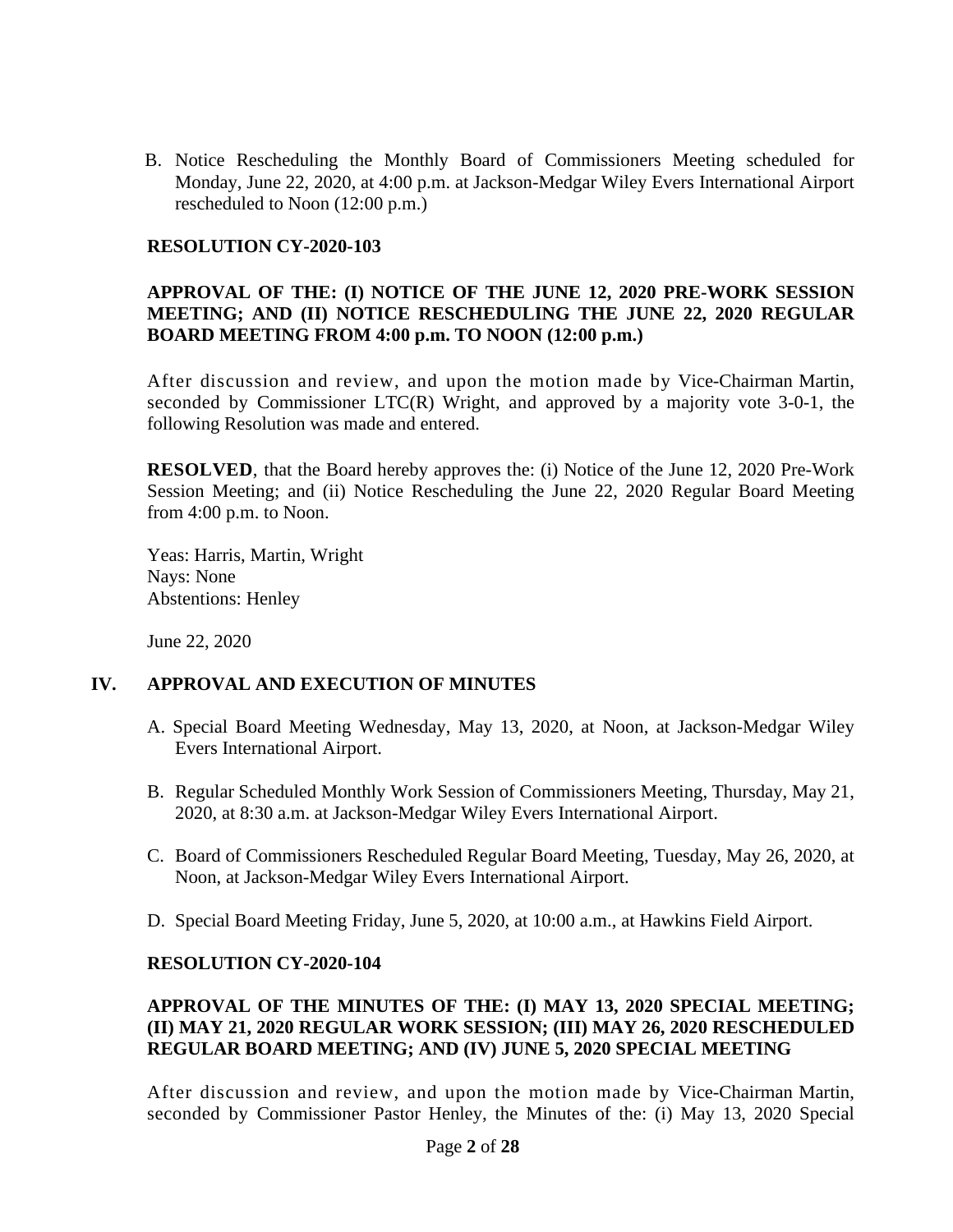B. Notice Rescheduling the Monthly Board of Commissioners Meeting scheduled for Monday, June 22, 2020, at 4:00 p.m. at Jackson-Medgar Wiley Evers International Airport rescheduled to Noon (12:00 p.m.)

**RESOLUTION CY-2020-103**

**APPROVAL OF THE: (I) NOTICE OF THE JUNE 12, 2020 PRE-WORK SESSION MEETING; AND (II) NOTICE RESCHEDULING THE JUNE 22, 2020 REGULAR BOARD MEETING FROM 4:00 p.m. TO NOON (12:00 p.m.)**

After discussion and review, and upon the motion made by Vice-Chairman Martin, seconded by Commissioner LTC(R) Wright, and approved by a majority vote 3-0-1, the following Resolution was made and entered.

**RESOLVED**, that the Board hereby approves the: (i) Notice of the June 12, 2020 Pre-Work Session Meeting; and (ii) Notice Rescheduling the June 22, 2020 Regular Board Meeting from 4:00 p.m. to Noon.

Yeas: Harris, Martin, Wright
Nays: None
Abstentions: Henley

June 22, 2020

## IV. APPROVAL AND EXECUTION OF MINUTES

A. Special Board Meeting Wednesday, May 13, 2020, at Noon, at Jackson-Medgar Wiley Evers International Airport.

B. Regular Scheduled Monthly Work Session of Commissioners Meeting, Thursday, May 21, 2020, at 8:30 a.m. at Jackson-Medgar Wiley Evers International Airport.

C. Board of Commissioners Rescheduled Regular Board Meeting, Tuesday, May 26, 2020, at Noon, at Jackson-Medgar Wiley Evers International Airport.

D. Special Board Meeting Friday, June 5, 2020, at 10:00 a.m., at Hawkins Field Airport.

**RESOLUTION CY-2020-104**

**APPROVAL OF THE MINUTES OF THE: (I) MAY 13, 2020 SPECIAL MEETING; (II) MAY 21, 2020 REGULAR WORK SESSION; (III) MAY 26, 2020 RESCHEDULED REGULAR BOARD MEETING; AND (IV) JUNE 5, 2020 SPECIAL MEETING**

After discussion and review, and upon the motion made by Vice-Chairman Martin, seconded by Commissioner Pastor Henley, the Minutes of the: (i) May 13, 2020 Special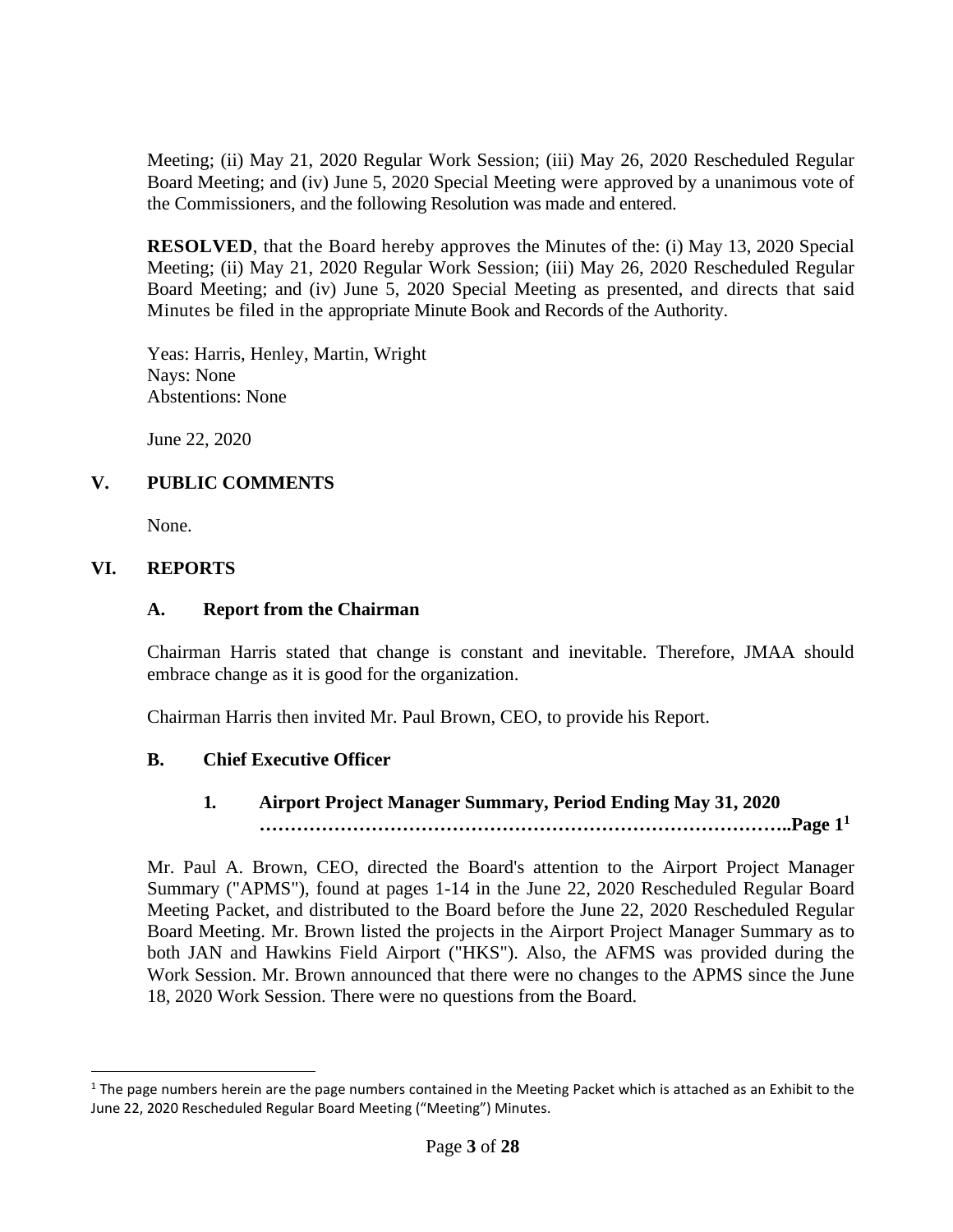Meeting; (ii) May 21, 2020 Regular Work Session; (iii) May 26, 2020 Rescheduled Regular Board Meeting; and (iv) June 5, 2020 Special Meeting were approved by a unanimous vote of the Commissioners, and the following Resolution was made and entered.

**RESOLVED**, that the Board hereby approves the Minutes of the: (i) May 13, 2020 Special Meeting; (ii) May 21, 2020 Regular Work Session; (iii) May 26, 2020 Rescheduled Regular Board Meeting; and (iv) June 5, 2020 Special Meeting as presented, and directs that said Minutes be filed in the appropriate Minute Book and Records of the Authority.

Yeas: Harris, Henley, Martin, Wright
Nays: None
Abstentions: None

June 22, 2020

## V. PUBLIC COMMENTS

None.

## VI. REPORTS

### A. Report from the Chairman

Chairman Harris stated that change is constant and inevitable. Therefore, JMAA should embrace change as it is good for the organization.

Chairman Harris then invited Mr. Paul Brown, CEO, to provide his Report.

### B. Chief Executive Officer

#### 1. Airport Project Manager Summary, Period Ending May 31, 2020 ……………………………………………………………………………..Page 1[1]

Mr. Paul A. Brown, CEO, directed the Board's attention to the Airport Project Manager Summary ("APMS"), found at pages 1-14 in the June 22, 2020 Rescheduled Regular Board Meeting Packet, and distributed to the Board before the June 22, 2020 Rescheduled Regular Board Meeting. Mr. Brown listed the projects in the Airport Project Manager Summary as to both JAN and Hawkins Field Airport ("HKS"). Also, the AFMS was provided during the Work Session. Mr. Brown announced that there were no changes to the APMS since the June 18, 2020 Work Session. There were no questions from the Board.

[1] The page numbers herein are the page numbers contained in the Meeting Packet which is attached as an Exhibit to the June 22, 2020 Rescheduled Regular Board Meeting ("Meeting") Minutes.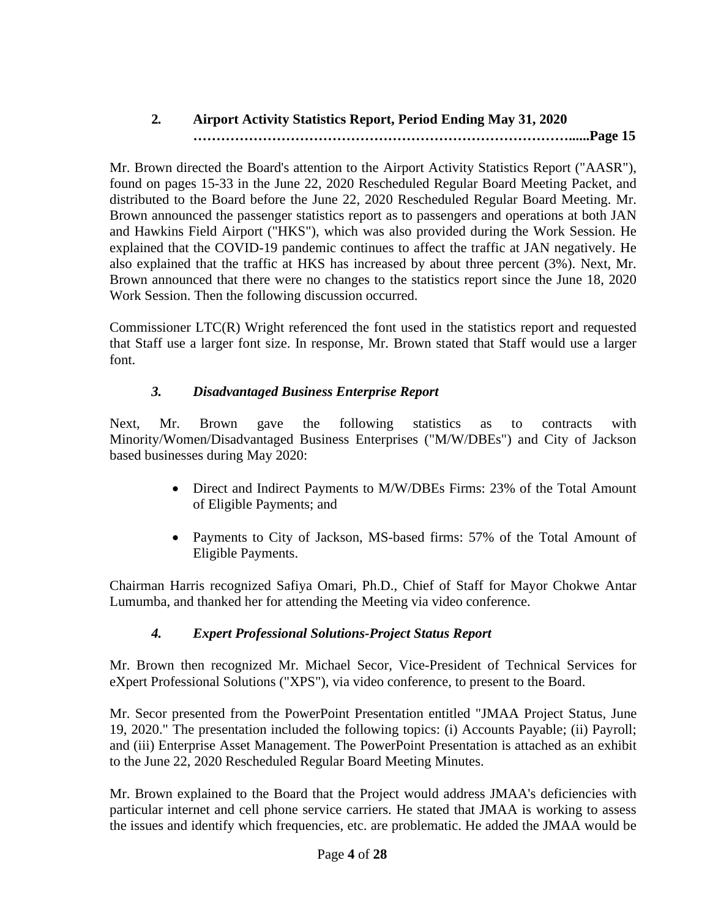### 2. Airport Activity Statistics Report, Period Ending May 31, 2020 ……………………………………………………………………......Page 15

Mr. Brown directed the Board's attention to the Airport Activity Statistics Report ("AASR"), found on pages 15-33 in the June 22, 2020 Rescheduled Regular Board Meeting Packet, and distributed to the Board before the June 22, 2020 Rescheduled Regular Board Meeting. Mr. Brown announced the passenger statistics report as to passengers and operations at both JAN and Hawkins Field Airport ("HKS"), which was also provided during the Work Session. He explained that the COVID-19 pandemic continues to affect the traffic at JAN negatively. He also explained that the traffic at HKS has increased by about three percent (3%). Next, Mr. Brown announced that there were no changes to the statistics report since the June 18, 2020 Work Session. Then the following discussion occurred.

Commissioner LTC(R) Wright referenced the font used in the statistics report and requested that Staff use a larger font size. In response, Mr. Brown stated that Staff would use a larger font.

### *3. Disadvantaged Business Enterprise Report*

Next, Mr. Brown gave the following statistics as to contracts with Minority/Women/Disadvantaged Business Enterprises ("M/W/DBEs") and City of Jackson based businesses during May 2020:

- Direct and Indirect Payments to M/W/DBEs Firms: 23% of the Total Amount of Eligible Payments; and
- Payments to City of Jackson, MS-based firms: 57% of the Total Amount of Eligible Payments.

Chairman Harris recognized Safiya Omari, Ph.D., Chief of Staff for Mayor Chokwe Antar Lumumba, and thanked her for attending the Meeting via video conference.

### *4. Expert Professional Solutions-Project Status Report*

Mr. Brown then recognized Mr. Michael Secor, Vice-President of Technical Services for eXpert Professional Solutions ("XPS"), via video conference, to present to the Board.

Mr. Secor presented from the PowerPoint Presentation entitled "JMAA Project Status, June 19, 2020." The presentation included the following topics: (i) Accounts Payable; (ii) Payroll; and (iii) Enterprise Asset Management. The PowerPoint Presentation is attached as an exhibit to the June 22, 2020 Rescheduled Regular Board Meeting Minutes.

Mr. Brown explained to the Board that the Project would address JMAA's deficiencies with particular internet and cell phone service carriers. He stated that JMAA is working to assess the issues and identify which frequencies, etc. are problematic. He added the JMAA would be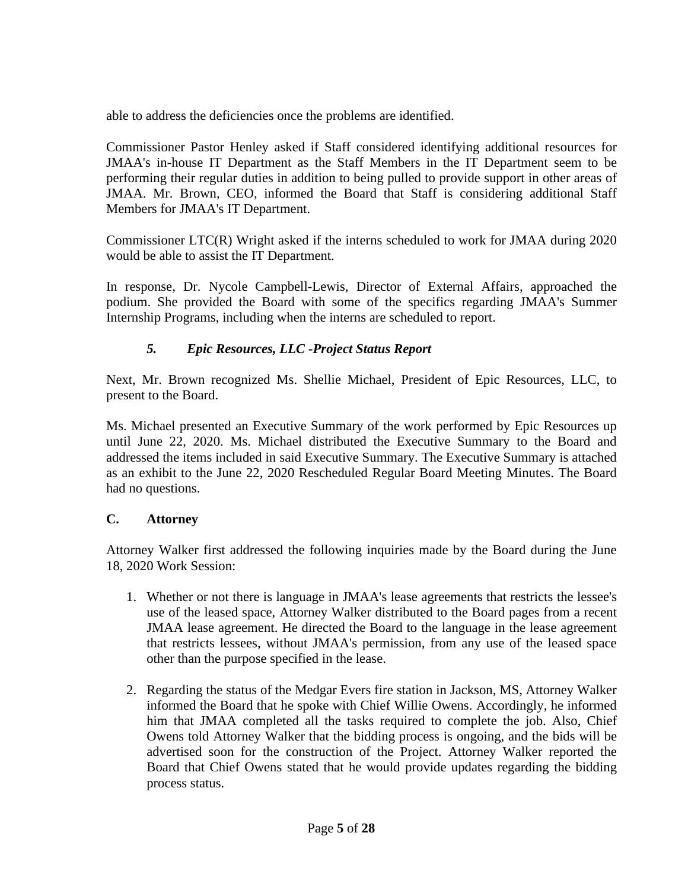able to address the deficiencies once the problems are identified.

Commissioner Pastor Henley asked if Staff considered identifying additional resources for JMAA's in-house IT Department as the Staff Members in the IT Department seem to be performing their regular duties in addition to being pulled to provide support in other areas of JMAA. Mr. Brown, CEO, informed the Board that Staff is considering additional Staff Members for JMAA's IT Department.

Commissioner LTC(R) Wright asked if the interns scheduled to work for JMAA during 2020 would be able to assist the IT Department.

In response, Dr. Nycole Campbell-Lewis, Director of External Affairs, approached the podium. She provided the Board with some of the specifics regarding JMAA's Summer Internship Programs, including when the interns are scheduled to report.

***5. Epic Resources, LLC -Project Status Report***

Next, Mr. Brown recognized Ms. Shellie Michael, President of Epic Resources, LLC, to present to the Board.

Ms. Michael presented an Executive Summary of the work performed by Epic Resources up until June 22, 2020. Ms. Michael distributed the Executive Summary to the Board and addressed the items included in said Executive Summary. The Executive Summary is attached as an exhibit to the June 22, 2020 Rescheduled Regular Board Meeting Minutes. The Board had no questions.

### C. Attorney

Attorney Walker first addressed the following inquiries made by the Board during the June 18, 2020 Work Session:

1. Whether or not there is language in JMAA's lease agreements that restricts the lessee's use of the leased space, Attorney Walker distributed to the Board pages from a recent JMAA lease agreement. He directed the Board to the language in the lease agreement that restricts lessees, without JMAA's permission, from any use of the leased space other than the purpose specified in the lease.

2. Regarding the status of the Medgar Evers fire station in Jackson, MS, Attorney Walker informed the Board that he spoke with Chief Willie Owens. Accordingly, he informed him that JMAA completed all the tasks required to complete the job. Also, Chief Owens told Attorney Walker that the bidding process is ongoing, and the bids will be advertised soon for the construction of the Project. Attorney Walker reported the Board that Chief Owens stated that he would provide updates regarding the bidding process status.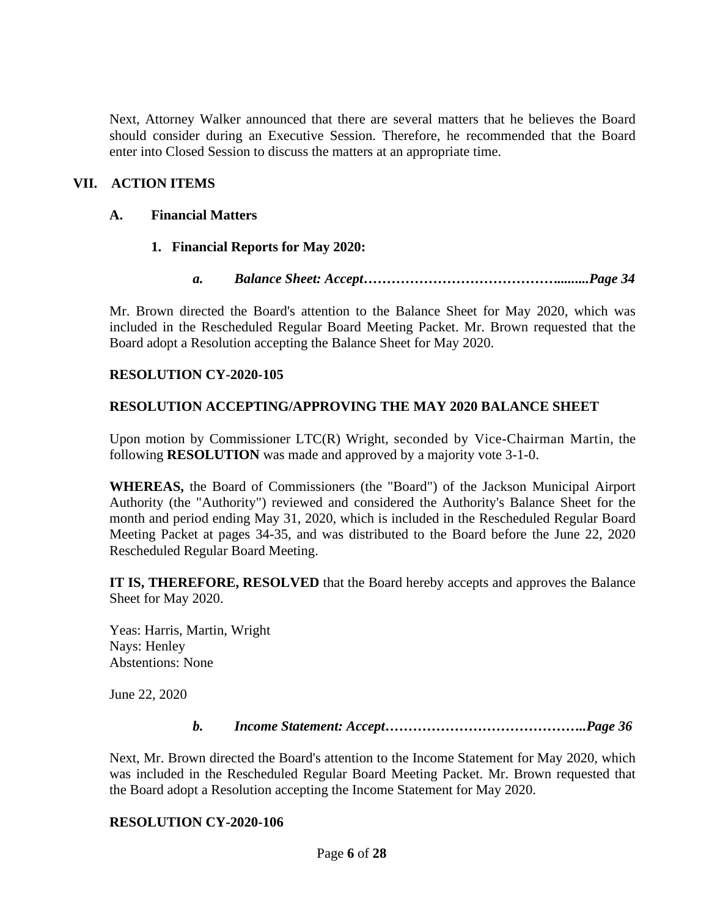Next, Attorney Walker announced that there are several matters that he believes the Board should consider during an Executive Session. Therefore, he recommended that the Board enter into Closed Session to discuss the matters at an appropriate time.

## VII. ACTION ITEMS

### A. Financial Matters

#### 1. Financial Reports for May 2020:

***a. Balance Sheet: Accept……………………………………..........Page 34***

Mr. Brown directed the Board's attention to the Balance Sheet for May 2020, which was included in the Rescheduled Regular Board Meeting Packet. Mr. Brown requested that the Board adopt a Resolution accepting the Balance Sheet for May 2020.

**RESOLUTION CY-2020-105**

**RESOLUTION ACCEPTING/APPROVING THE MAY 2020 BALANCE SHEET**

Upon motion by Commissioner LTC(R) Wright, seconded by Vice-Chairman Martin, the following **RESOLUTION** was made and approved by a majority vote 3-1-0.

**WHEREAS,** the Board of Commissioners (the "Board") of the Jackson Municipal Airport Authority (the "Authority") reviewed and considered the Authority's Balance Sheet for the month and period ending May 31, 2020, which is included in the Rescheduled Regular Board Meeting Packet at pages 34-35, and was distributed to the Board before the June 22, 2020 Rescheduled Regular Board Meeting.

**IT IS, THEREFORE, RESOLVED** that the Board hereby accepts and approves the Balance Sheet for May 2020.

Yeas: Harris, Martin, Wright
Nays: Henley
Abstentions: None

June 22, 2020

***b. Income Statement: Accept……………………………………..Page 36***

Next, Mr. Brown directed the Board's attention to the Income Statement for May 2020, which was included in the Rescheduled Regular Board Meeting Packet. Mr. Brown requested that the Board adopt a Resolution accepting the Income Statement for May 2020.

**RESOLUTION CY-2020-106**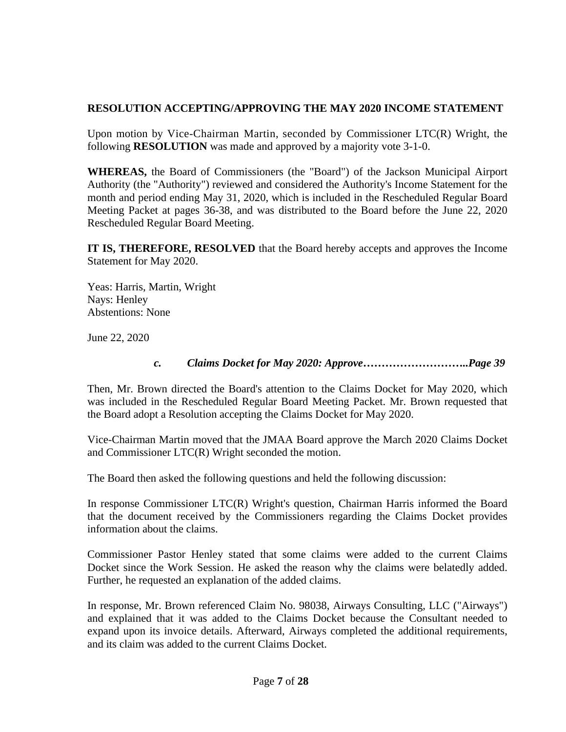**RESOLUTION ACCEPTING/APPROVING THE MAY 2020 INCOME STATEMENT**

Upon motion by Vice-Chairman Martin, seconded by Commissioner LTC(R) Wright, the following **RESOLUTION** was made and approved by a majority vote 3-1-0.

**WHEREAS,** the Board of Commissioners (the "Board") of the Jackson Municipal Airport Authority (the "Authority") reviewed and considered the Authority's Income Statement for the month and period ending May 31, 2020, which is included in the Rescheduled Regular Board Meeting Packet at pages 36-38, and was distributed to the Board before the June 22, 2020 Rescheduled Regular Board Meeting.

**IT IS, THEREFORE, RESOLVED** that the Board hereby accepts and approves the Income Statement for May 2020.

Yeas: Harris, Martin, Wright
Nays: Henley
Abstentions: None

June 22, 2020

***c. Claims Docket for May 2020: Approve………………………..Page 39***

Then, Mr. Brown directed the Board's attention to the Claims Docket for May 2020, which was included in the Rescheduled Regular Board Meeting Packet. Mr. Brown requested that the Board adopt a Resolution accepting the Claims Docket for May 2020.

Vice-Chairman Martin moved that the JMAA Board approve the March 2020 Claims Docket and Commissioner LTC(R) Wright seconded the motion.

The Board then asked the following questions and held the following discussion:

In response Commissioner LTC(R) Wright's question, Chairman Harris informed the Board that the document received by the Commissioners regarding the Claims Docket provides information about the claims.

Commissioner Pastor Henley stated that some claims were added to the current Claims Docket since the Work Session. He asked the reason why the claims were belatedly added. Further, he requested an explanation of the added claims.

In response, Mr. Brown referenced Claim No. 98038, Airways Consulting, LLC ("Airways") and explained that it was added to the Claims Docket because the Consultant needed to expand upon its invoice details. Afterward, Airways completed the additional requirements, and its claim was added to the current Claims Docket.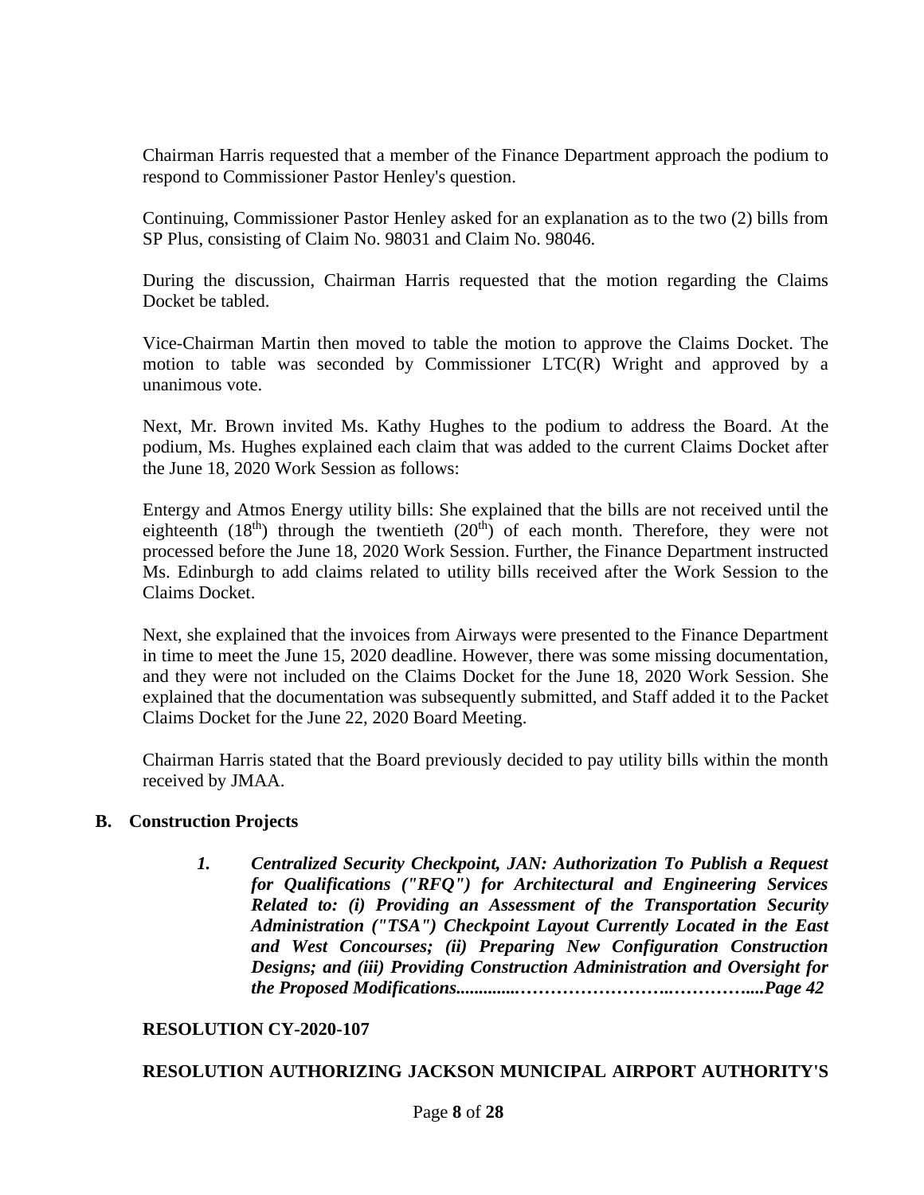Chairman Harris requested that a member of the Finance Department approach the podium to respond to Commissioner Pastor Henley's question.

Continuing, Commissioner Pastor Henley asked for an explanation as to the two (2) bills from SP Plus, consisting of Claim No. 98031 and Claim No. 98046.

During the discussion, Chairman Harris requested that the motion regarding the Claims Docket be tabled.

Vice-Chairman Martin then moved to table the motion to approve the Claims Docket. The motion to table was seconded by Commissioner LTC(R) Wright and approved by a unanimous vote.

Next, Mr. Brown invited Ms. Kathy Hughes to the podium to address the Board. At the podium, Ms. Hughes explained each claim that was added to the current Claims Docket after the June 18, 2020 Work Session as follows:

Entergy and Atmos Energy utility bills: She explained that the bills are not received until the eighteenth (18th) through the twentieth (20th) of each month. Therefore, they were not processed before the June 18, 2020 Work Session. Further, the Finance Department instructed Ms. Edinburgh to add claims related to utility bills received after the Work Session to the Claims Docket.

Next, she explained that the invoices from Airways were presented to the Finance Department in time to meet the June 15, 2020 deadline. However, there was some missing documentation, and they were not included on the Claims Docket for the June 18, 2020 Work Session. She explained that the documentation was subsequently submitted, and Staff added it to the Packet Claims Docket for the June 22, 2020 Board Meeting.

Chairman Harris stated that the Board previously decided to pay utility bills within the month received by JMAA.

**B. Construction Projects**

> ***1. Centralized Security Checkpoint, JAN: Authorization To Publish a Request for Qualifications ("RFQ") for Architectural and Engineering Services Related to: (i) Providing an Assessment of the Transportation Security Administration ("TSA") Checkpoint Layout Currently Located in the East and West Concourses; (ii) Preparing New Configuration Construction Designs; and (iii) Providing Construction Administration and Oversight for the Proposed Modifications..............……………………..…………....Page 42***

**RESOLUTION CY-2020-107**

**RESOLUTION AUTHORIZING JACKSON MUNICIPAL AIRPORT AUTHORITY'S**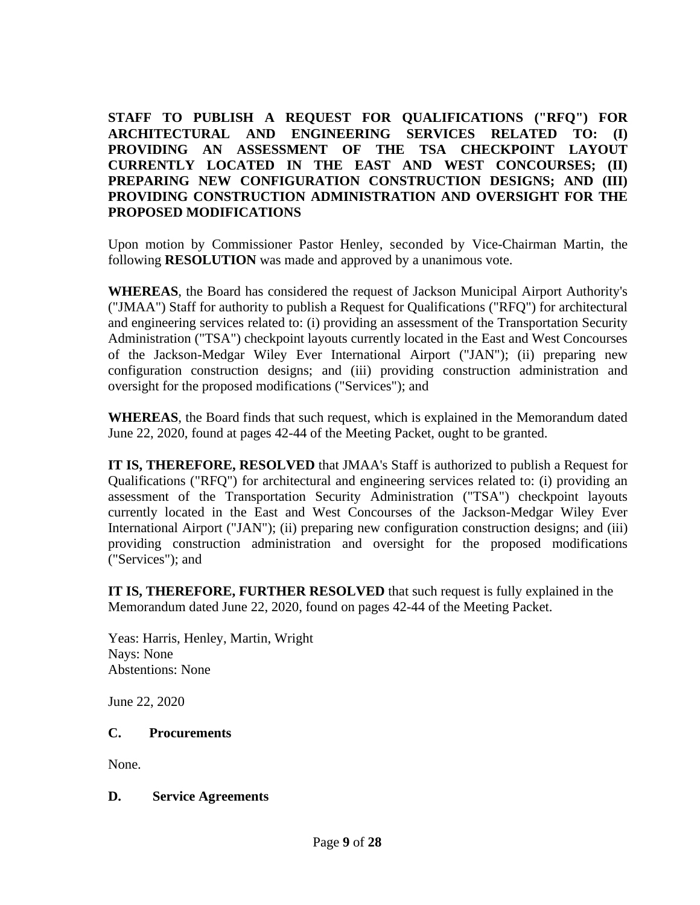**STAFF TO PUBLISH A REQUEST FOR QUALIFICATIONS ("RFQ") FOR ARCHITECTURAL AND ENGINEERING SERVICES RELATED TO: (I) PROVIDING AN ASSESSMENT OF THE TSA CHECKPOINT LAYOUT CURRENTLY LOCATED IN THE EAST AND WEST CONCOURSES; (II) PREPARING NEW CONFIGURATION CONSTRUCTION DESIGNS; AND (III) PROVIDING CONSTRUCTION ADMINISTRATION AND OVERSIGHT FOR THE PROPOSED MODIFICATIONS**

Upon motion by Commissioner Pastor Henley, seconded by Vice-Chairman Martin, the following **RESOLUTION** was made and approved by a unanimous vote.

**WHEREAS**, the Board has considered the request of Jackson Municipal Airport Authority's ("JMAA") Staff for authority to publish a Request for Qualifications ("RFQ") for architectural and engineering services related to: (i) providing an assessment of the Transportation Security Administration ("TSA") checkpoint layouts currently located in the East and West Concourses of the Jackson-Medgar Wiley Ever International Airport ("JAN"); (ii) preparing new configuration construction designs; and (iii) providing construction administration and oversight for the proposed modifications ("Services"); and

**WHEREAS**, the Board finds that such request, which is explained in the Memorandum dated June 22, 2020, found at pages 42-44 of the Meeting Packet, ought to be granted.

**IT IS, THEREFORE, RESOLVED** that JMAA's Staff is authorized to publish a Request for Qualifications ("RFQ") for architectural and engineering services related to: (i) providing an assessment of the Transportation Security Administration ("TSA") checkpoint layouts currently located in the East and West Concourses of the Jackson-Medgar Wiley Ever International Airport ("JAN"); (ii) preparing new configuration construction designs; and (iii) providing construction administration and oversight for the proposed modifications ("Services"); and

**IT IS, THEREFORE, FURTHER RESOLVED** that such request is fully explained in the Memorandum dated June 22, 2020, found on pages 42-44 of the Meeting Packet.

Yeas: Harris, Henley, Martin, Wright
Nays: None
Abstentions: None

June 22, 2020

### C. Procurements

None.

### D. Service Agreements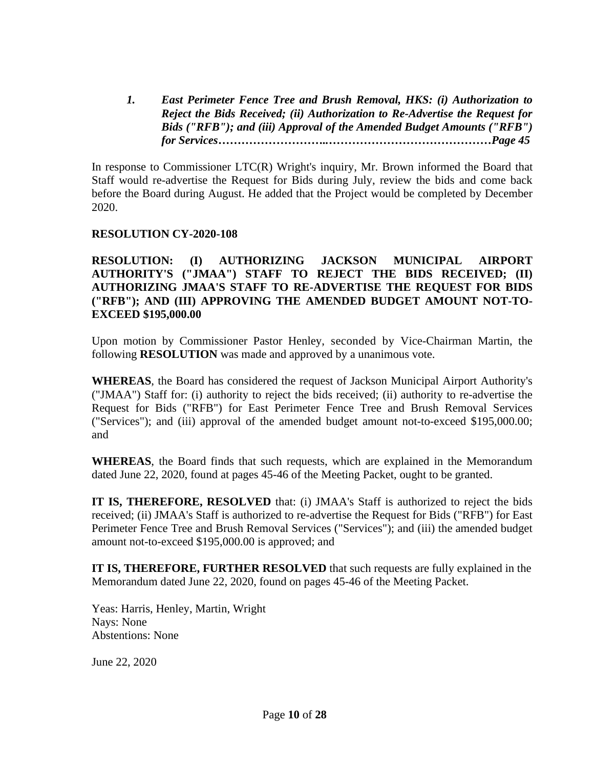*1. East Perimeter Fence Tree and Brush Removal, HKS: (i) Authorization to Reject the Bids Received; (ii) Authorization to Re-Advertise the Request for Bids ("RFB"); and (iii) Approval of the Amended Budget Amounts ("RFB") for Services……………………..……………………………………Page 45*

In response to Commissioner LTC(R) Wright's inquiry, Mr. Brown informed the Board that Staff would re-advertise the Request for Bids during July, review the bids and come back before the Board during August. He added that the Project would be completed by December 2020.

**RESOLUTION CY-2020-108**

**RESOLUTION: (I) AUTHORIZING JACKSON MUNICIPAL AIRPORT AUTHORITY'S ("JMAA") STAFF TO REJECT THE BIDS RECEIVED; (II) AUTHORIZING JMAA'S STAFF TO RE-ADVERTISE THE REQUEST FOR BIDS ("RFB"); AND (III) APPROVING THE AMENDED BUDGET AMOUNT NOT-TO-EXCEED $195,000.00**

Upon motion by Commissioner Pastor Henley, seconded by Vice-Chairman Martin, the following **RESOLUTION** was made and approved by a unanimous vote.

**WHEREAS**, the Board has considered the request of Jackson Municipal Airport Authority's ("JMAA") Staff for: (i) authority to reject the bids received; (ii) authority to re-advertise the Request for Bids ("RFB") for East Perimeter Fence Tree and Brush Removal Services ("Services"); and (iii) approval of the amended budget amount not-to-exceed $195,000.00; and

**WHEREAS**, the Board finds that such requests, which are explained in the Memorandum dated June 22, 2020, found at pages 45-46 of the Meeting Packet, ought to be granted.

**IT IS, THEREFORE, RESOLVED** that: (i) JMAA's Staff is authorized to reject the bids received; (ii) JMAA's Staff is authorized to re-advertise the Request for Bids ("RFB") for East Perimeter Fence Tree and Brush Removal Services ("Services"); and (iii) the amended budget amount not-to-exceed $195,000.00 is approved; and

**IT IS, THEREFORE, FURTHER RESOLVED** that such requests are fully explained in the Memorandum dated June 22, 2020, found on pages 45-46 of the Meeting Packet.

Yeas: Harris, Henley, Martin, Wright
Nays: None
Abstentions: None

June 22, 2020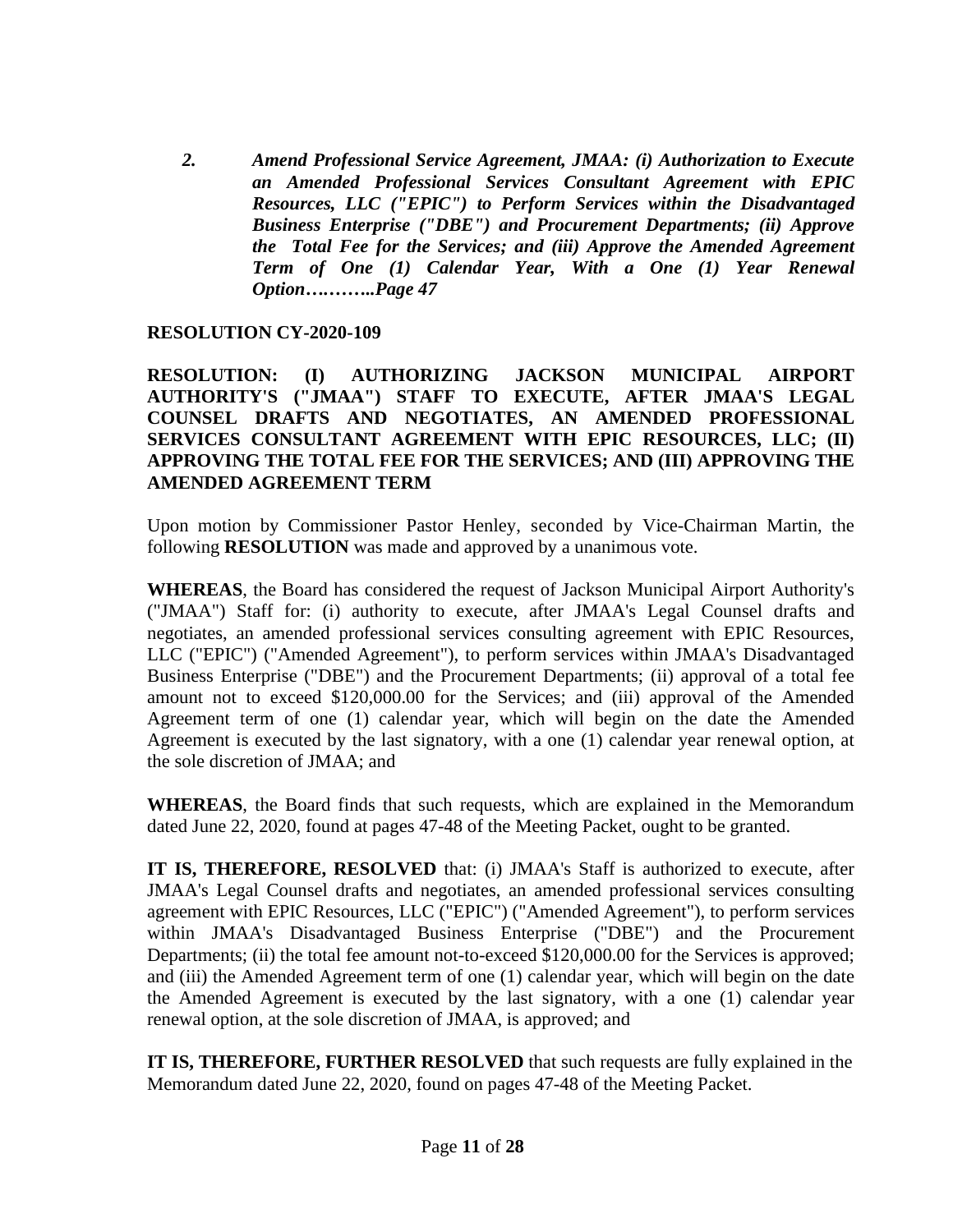*2. Amend Professional Service Agreement, JMAA: (i) Authorization to Execute an Amended Professional Services Consultant Agreement with EPIC Resources, LLC ("EPIC") to Perform Services within the Disadvantaged Business Enterprise ("DBE") and Procurement Departments; (ii) Approve the Total Fee for the Services; and (iii) Approve the Amended Agreement Term of One (1) Calendar Year, With a One (1) Year Renewal Option………..Page 47*

**RESOLUTION CY-2020-109**

**RESOLUTION: (I) AUTHORIZING JACKSON MUNICIPAL AIRPORT AUTHORITY'S ("JMAA") STAFF TO EXECUTE, AFTER JMAA'S LEGAL COUNSEL DRAFTS AND NEGOTIATES, AN AMENDED PROFESSIONAL SERVICES CONSULTANT AGREEMENT WITH EPIC RESOURCES, LLC; (II) APPROVING THE TOTAL FEE FOR THE SERVICES; AND (III) APPROVING THE AMENDED AGREEMENT TERM**

Upon motion by Commissioner Pastor Henley, seconded by Vice-Chairman Martin, the following **RESOLUTION** was made and approved by a unanimous vote.

**WHEREAS**, the Board has considered the request of Jackson Municipal Airport Authority's ("JMAA") Staff for: (i) authority to execute, after JMAA's Legal Counsel drafts and negotiates, an amended professional services consulting agreement with EPIC Resources, LLC ("EPIC") ("Amended Agreement"), to perform services within JMAA's Disadvantaged Business Enterprise ("DBE") and the Procurement Departments; (ii) approval of a total fee amount not to exceed $120,000.00 for the Services; and (iii) approval of the Amended Agreement term of one (1) calendar year, which will begin on the date the Amended Agreement is executed by the last signatory, with a one (1) calendar year renewal option, at the sole discretion of JMAA; and

**WHEREAS**, the Board finds that such requests, which are explained in the Memorandum dated June 22, 2020, found at pages 47-48 of the Meeting Packet, ought to be granted.

**IT IS, THEREFORE, RESOLVED** that: (i) JMAA's Staff is authorized to execute, after JMAA's Legal Counsel drafts and negotiates, an amended professional services consulting agreement with EPIC Resources, LLC ("EPIC") ("Amended Agreement"), to perform services within JMAA's Disadvantaged Business Enterprise ("DBE") and the Procurement Departments; (ii) the total fee amount not-to-exceed $120,000.00 for the Services is approved; and (iii) the Amended Agreement term of one (1) calendar year, which will begin on the date the Amended Agreement is executed by the last signatory, with a one (1) calendar year renewal option, at the sole discretion of JMAA, is approved; and

**IT IS, THEREFORE, FURTHER RESOLVED** that such requests are fully explained in the Memorandum dated June 22, 2020, found on pages 47-48 of the Meeting Packet.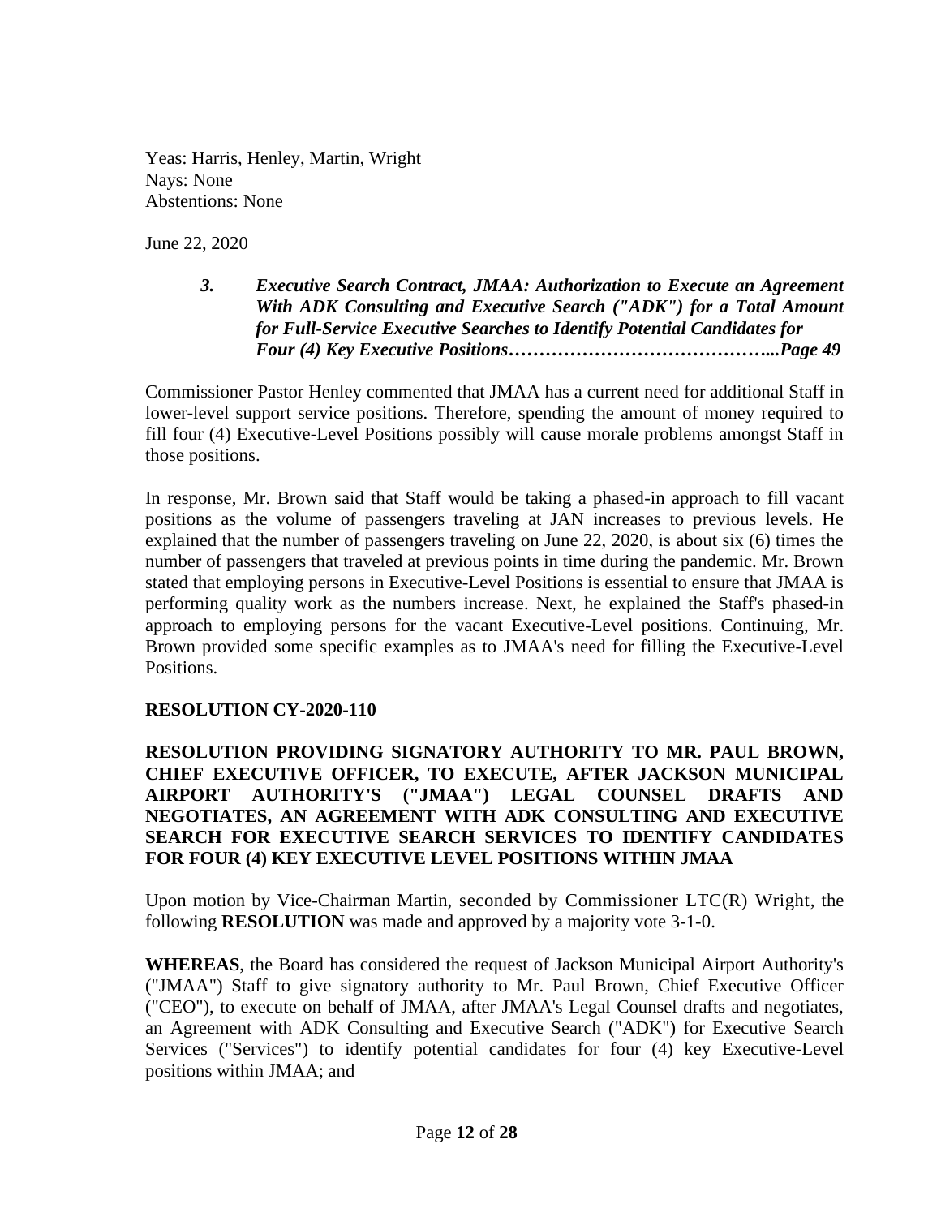Yeas: Harris, Henley, Martin, Wright
Nays: None
Abstentions: None

June 22, 2020

> ***3. Executive Search Contract, JMAA: Authorization to Execute an Agreement With ADK Consulting and Executive Search ("ADK") for a Total Amount for Full-Service Executive Searches to Identify Potential Candidates for Four (4) Key Executive Positions……………………………………...Page 49***

Commissioner Pastor Henley commented that JMAA has a current need for additional Staff in lower-level support service positions. Therefore, spending the amount of money required to fill four (4) Executive-Level Positions possibly will cause morale problems amongst Staff in those positions.

In response, Mr. Brown said that Staff would be taking a phased-in approach to fill vacant positions as the volume of passengers traveling at JAN increases to previous levels. He explained that the number of passengers traveling on June 22, 2020, is about six (6) times the number of passengers that traveled at previous points in time during the pandemic. Mr. Brown stated that employing persons in Executive-Level Positions is essential to ensure that JMAA is performing quality work as the numbers increase. Next, he explained the Staff's phased-in approach to employing persons for the vacant Executive-Level positions. Continuing, Mr. Brown provided some specific examples as to JMAA's need for filling the Executive-Level Positions.

**RESOLUTION CY-2020-110**

**RESOLUTION PROVIDING SIGNATORY AUTHORITY TO MR. PAUL BROWN, CHIEF EXECUTIVE OFFICER, TO EXECUTE, AFTER JACKSON MUNICIPAL AIRPORT AUTHORITY'S ("JMAA") LEGAL COUNSEL DRAFTS AND NEGOTIATES, AN AGREEMENT WITH ADK CONSULTING AND EXECUTIVE SEARCH FOR EXECUTIVE SEARCH SERVICES TO IDENTIFY CANDIDATES FOR FOUR (4) KEY EXECUTIVE LEVEL POSITIONS WITHIN JMAA**

Upon motion by Vice-Chairman Martin, seconded by Commissioner LTC(R) Wright, the following **RESOLUTION** was made and approved by a majority vote 3-1-0.

**WHEREAS**, the Board has considered the request of Jackson Municipal Airport Authority's ("JMAA") Staff to give signatory authority to Mr. Paul Brown, Chief Executive Officer ("CEO"), to execute on behalf of JMAA, after JMAA's Legal Counsel drafts and negotiates, an Agreement with ADK Consulting and Executive Search ("ADK") for Executive Search Services ("Services") to identify potential candidates for four (4) key Executive-Level positions within JMAA; and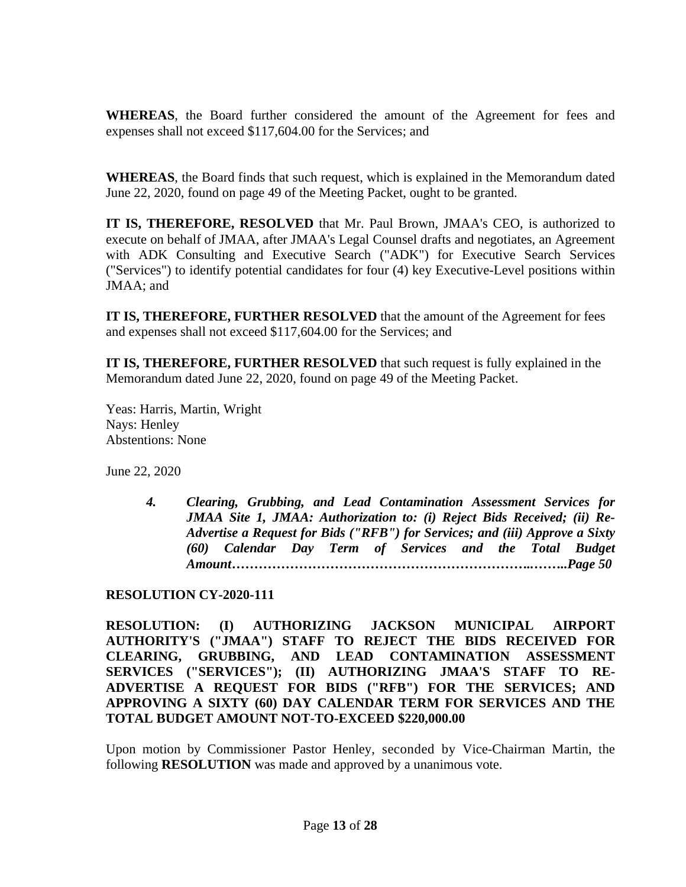**WHEREAS**, the Board further considered the amount of the Agreement for fees and expenses shall not exceed $117,604.00 for the Services; and

**WHEREAS**, the Board finds that such request, which is explained in the Memorandum dated June 22, 2020, found on page 49 of the Meeting Packet, ought to be granted.

**IT IS, THEREFORE, RESOLVED** that Mr. Paul Brown, JMAA's CEO, is authorized to execute on behalf of JMAA, after JMAA's Legal Counsel drafts and negotiates, an Agreement with ADK Consulting and Executive Search ("ADK") for Executive Search Services ("Services") to identify potential candidates for four (4) key Executive-Level positions within JMAA; and

**IT IS, THEREFORE, FURTHER RESOLVED** that the amount of the Agreement for fees and expenses shall not exceed $117,604.00 for the Services; and

**IT IS, THEREFORE, FURTHER RESOLVED** that such request is fully explained in the Memorandum dated June 22, 2020, found on page 49 of the Meeting Packet.

Yeas: Harris, Martin, Wright
Nays: Henley
Abstentions: None

June 22, 2020

> ***4. Clearing, Grubbing, and Lead Contamination Assessment Services for JMAA Site 1, JMAA: Authorization to: (i) Reject Bids Received; (ii) Re-Advertise a Request for Bids ("RFB") for Services; and (iii) Approve a Sixty (60) Calendar Day Term of Services and the Total Budget Amount…………………………………………………………..……..Page 50***

**RESOLUTION CY-2020-111**

**RESOLUTION: (I) AUTHORIZING JACKSON MUNICIPAL AIRPORT AUTHORITY'S ("JMAA") STAFF TO REJECT THE BIDS RECEIVED FOR CLEARING, GRUBBING, AND LEAD CONTAMINATION ASSESSMENT SERVICES ("SERVICES"); (II) AUTHORIZING JMAA'S STAFF TO RE-ADVERTISE A REQUEST FOR BIDS ("RFB") FOR THE SERVICES; AND APPROVING A SIXTY (60) DAY CALENDAR TERM FOR SERVICES AND THE TOTAL BUDGET AMOUNT NOT-TO-EXCEED $220,000.00**

Upon motion by Commissioner Pastor Henley, seconded by Vice-Chairman Martin, the following **RESOLUTION** was made and approved by a unanimous vote.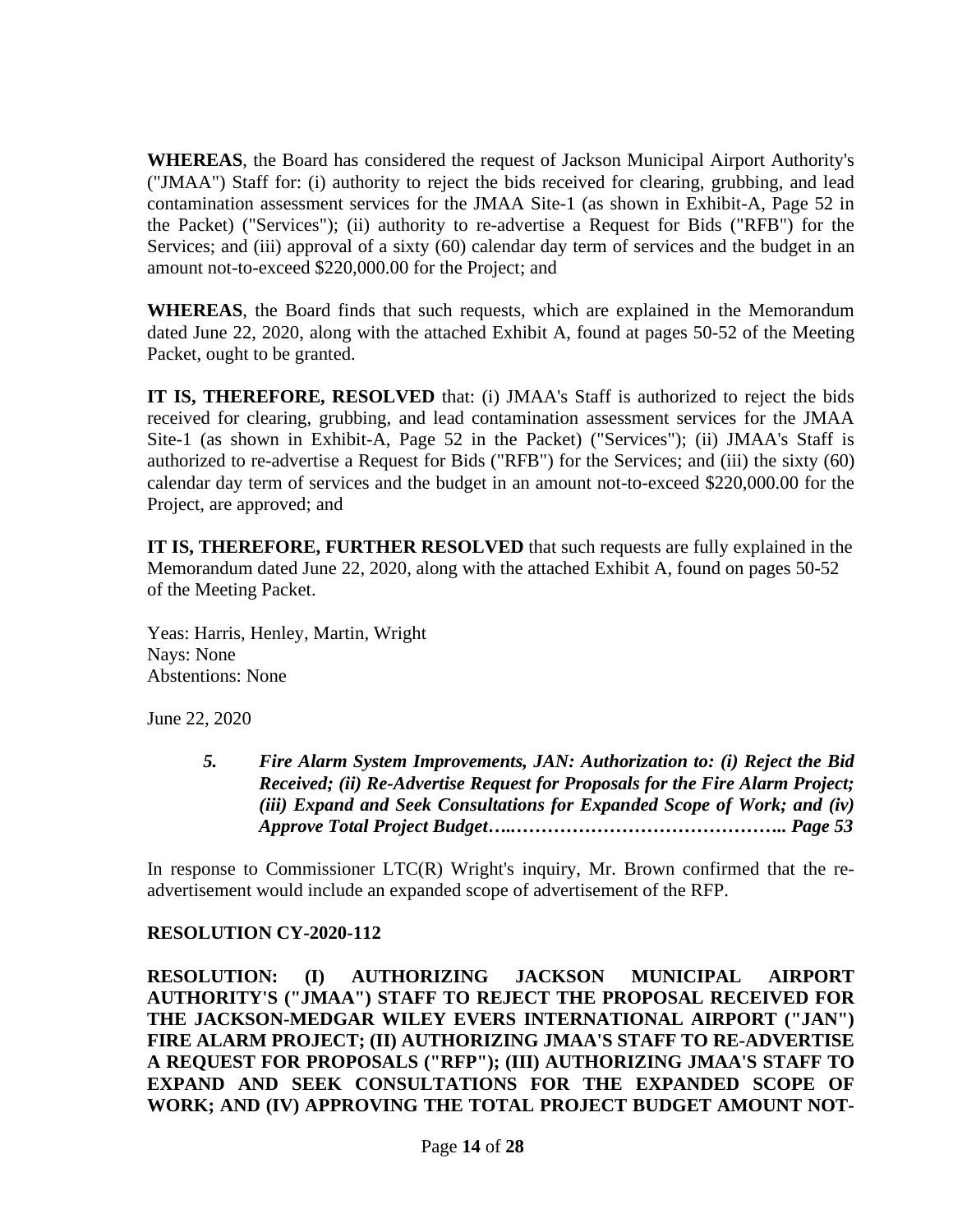**WHEREAS**, the Board has considered the request of Jackson Municipal Airport Authority's ("JMAA") Staff for: (i) authority to reject the bids received for clearing, grubbing, and lead contamination assessment services for the JMAA Site-1 (as shown in Exhibit-A, Page 52 in the Packet) ("Services"); (ii) authority to re-advertise a Request for Bids ("RFB") for the Services; and (iii) approval of a sixty (60) calendar day term of services and the budget in an amount not-to-exceed $220,000.00 for the Project; and

**WHEREAS**, the Board finds that such requests, which are explained in the Memorandum dated June 22, 2020, along with the attached Exhibit A, found at pages 50-52 of the Meeting Packet, ought to be granted.

**IT IS, THEREFORE, RESOLVED** that: (i) JMAA's Staff is authorized to reject the bids received for clearing, grubbing, and lead contamination assessment services for the JMAA Site-1 (as shown in Exhibit-A, Page 52 in the Packet) ("Services"); (ii) JMAA's Staff is authorized to re-advertise a Request for Bids ("RFB") for the Services; and (iii) the sixty (60) calendar day term of services and the budget in an amount not-to-exceed $220,000.00 for the Project, are approved; and

**IT IS, THEREFORE, FURTHER RESOLVED** that such requests are fully explained in the Memorandum dated June 22, 2020, along with the attached Exhibit A, found on pages 50-52 of the Meeting Packet.

Yeas: Harris, Henley, Martin, Wright
Nays: None
Abstentions: None

June 22, 2020

> ***5. Fire Alarm System Improvements, JAN: Authorization to: (i) Reject the Bid Received; (ii) Re-Advertise Request for Proposals for the Fire Alarm Project; (iii) Expand and Seek Consultations for Expanded Scope of Work; and (iv) Approve Total Project Budget…..…………………………………….. Page 53***

In response to Commissioner LTC(R) Wright's inquiry, Mr. Brown confirmed that the re-advertisement would include an expanded scope of advertisement of the RFP.

**RESOLUTION CY-2020-112**

**RESOLUTION: (I) AUTHORIZING JACKSON MUNICIPAL AIRPORT AUTHORITY'S ("JMAA") STAFF TO REJECT THE PROPOSAL RECEIVED FOR THE JACKSON-MEDGAR WILEY EVERS INTERNATIONAL AIRPORT ("JAN") FIRE ALARM PROJECT; (II) AUTHORIZING JMAA'S STAFF TO RE-ADVERTISE A REQUEST FOR PROPOSALS ("RFP"); (III) AUTHORIZING JMAA'S STAFF TO EXPAND AND SEEK CONSULTATIONS FOR THE EXPANDED SCOPE OF WORK; AND (IV) APPROVING THE TOTAL PROJECT BUDGET AMOUNT NOT-**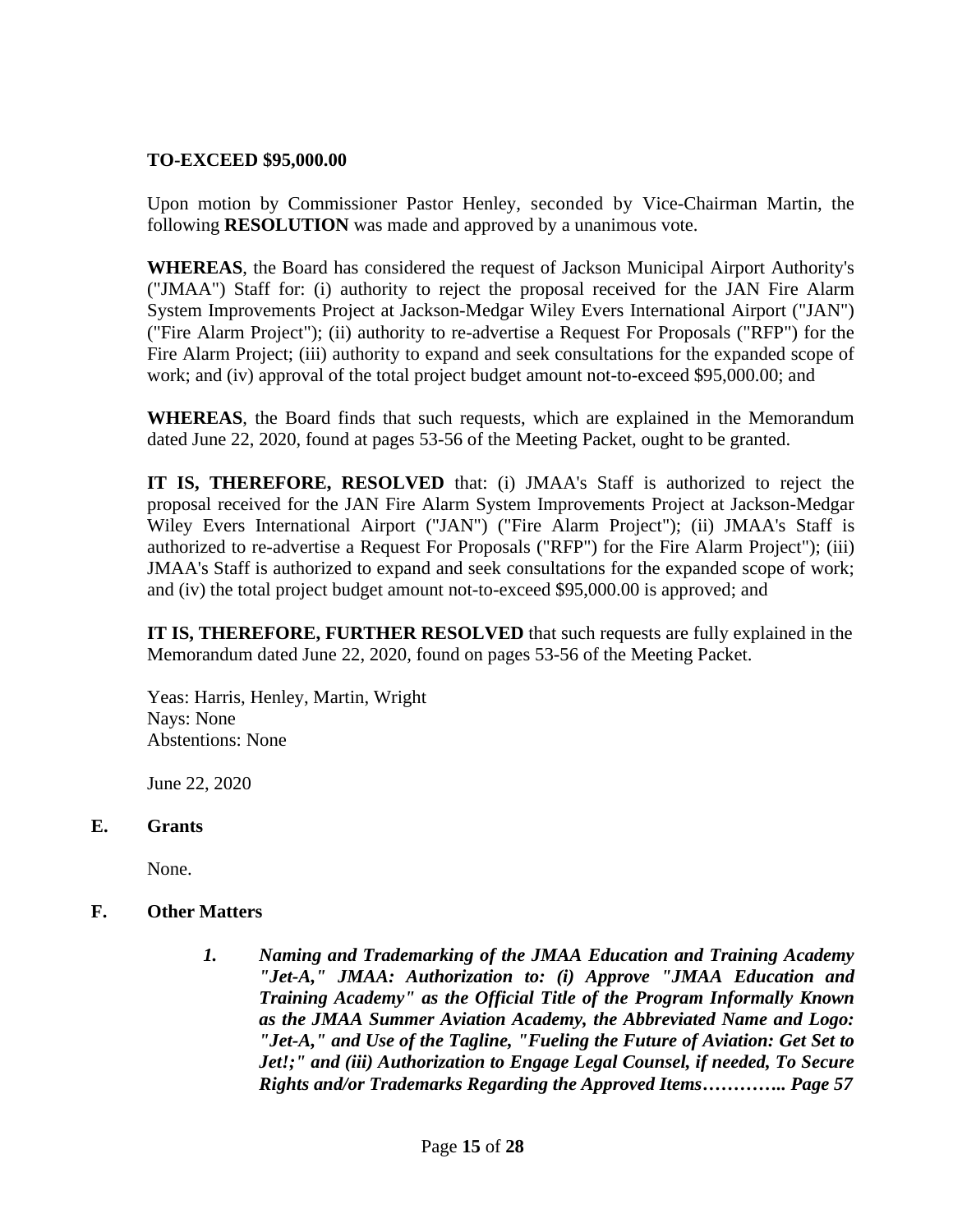**TO-EXCEED $95,000.00**

Upon motion by Commissioner Pastor Henley, seconded by Vice-Chairman Martin, the following **RESOLUTION** was made and approved by a unanimous vote.

**WHEREAS**, the Board has considered the request of Jackson Municipal Airport Authority's ("JMAA") Staff for: (i) authority to reject the proposal received for the JAN Fire Alarm System Improvements Project at Jackson-Medgar Wiley Evers International Airport ("JAN") ("Fire Alarm Project"); (ii) authority to re-advertise a Request For Proposals ("RFP") for the Fire Alarm Project; (iii) authority to expand and seek consultations for the expanded scope of work; and (iv) approval of the total project budget amount not-to-exceed $95,000.00; and

**WHEREAS**, the Board finds that such requests, which are explained in the Memorandum dated June 22, 2020, found at pages 53-56 of the Meeting Packet, ought to be granted.

**IT IS, THEREFORE, RESOLVED** that: (i) JMAA's Staff is authorized to reject the proposal received for the JAN Fire Alarm System Improvements Project at Jackson-Medgar Wiley Evers International Airport ("JAN") ("Fire Alarm Project"); (ii) JMAA's Staff is authorized to re-advertise a Request For Proposals ("RFP") for the Fire Alarm Project"); (iii) JMAA's Staff is authorized to expand and seek consultations for the expanded scope of work; and (iv) the total project budget amount not-to-exceed $95,000.00 is approved; and

**IT IS, THEREFORE, FURTHER RESOLVED** that such requests are fully explained in the Memorandum dated June 22, 2020, found on pages 53-56 of the Meeting Packet.

Yeas: Harris, Henley, Martin, Wright
Nays: None
Abstentions: None

June 22, 2020

## E. Grants

None.

## F. Other Matters

1. ***Naming and Trademarking of the JMAA Education and Training Academy "Jet-A," JMAA: Authorization to: (i) Approve "JMAA Education and Training Academy" as the Official Title of the Program Informally Known as the JMAA Summer Aviation Academy, the Abbreviated Name and Logo: "Jet-A," and Use of the Tagline, "Fueling the Future of Aviation: Get Set to Jet!;" and (iii) Authorization to Engage Legal Counsel, if needed, To Secure Rights and/or Trademarks Regarding the Approved Items………….. Page 57***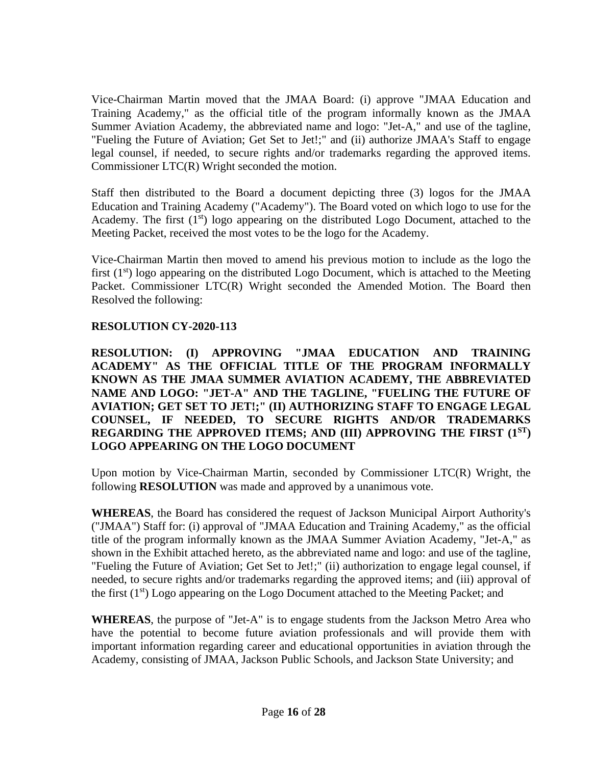Vice-Chairman Martin moved that the JMAA Board: (i) approve "JMAA Education and Training Academy," as the official title of the program informally known as the JMAA Summer Aviation Academy, the abbreviated name and logo: "Jet-A," and use of the tagline, "Fueling the Future of Aviation; Get Set to Jet!;" and (ii) authorize JMAA's Staff to engage legal counsel, if needed, to secure rights and/or trademarks regarding the approved items. Commissioner LTC(R) Wright seconded the motion.

Staff then distributed to the Board a document depicting three (3) logos for the JMAA Education and Training Academy ("Academy"). The Board voted on which logo to use for the Academy. The first (1st) logo appearing on the distributed Logo Document, attached to the Meeting Packet, received the most votes to be the logo for the Academy.

Vice-Chairman Martin then moved to amend his previous motion to include as the logo the first (1st) logo appearing on the distributed Logo Document, which is attached to the Meeting Packet. Commissioner LTC(R) Wright seconded the Amended Motion. The Board then Resolved the following:

**RESOLUTION CY-2020-113**

**RESOLUTION: (I) APPROVING "JMAA EDUCATION AND TRAINING ACADEMY" AS THE OFFICIAL TITLE OF THE PROGRAM INFORMALLY KNOWN AS THE JMAA SUMMER AVIATION ACADEMY, THE ABBREVIATED NAME AND LOGO: "JET-A" AND THE TAGLINE, "FUELING THE FUTURE OF AVIATION; GET SET TO JET!;" (II) AUTHORIZING STAFF TO ENGAGE LEGAL COUNSEL, IF NEEDED, TO SECURE RIGHTS AND/OR TRADEMARKS REGARDING THE APPROVED ITEMS; AND (III) APPROVING THE FIRST (1ST) LOGO APPEARING ON THE LOGO DOCUMENT**

Upon motion by Vice-Chairman Martin, seconded by Commissioner LTC(R) Wright, the following **RESOLUTION** was made and approved by a unanimous vote.

**WHEREAS**, the Board has considered the request of Jackson Municipal Airport Authority's ("JMAA") Staff for: (i) approval of "JMAA Education and Training Academy," as the official title of the program informally known as the JMAA Summer Aviation Academy, "Jet-A," as shown in the Exhibit attached hereto, as the abbreviated name and logo: and use of the tagline, "Fueling the Future of Aviation; Get Set to Jet!;" (ii) authorization to engage legal counsel, if needed, to secure rights and/or trademarks regarding the approved items; and (iii) approval of the first (1st) Logo appearing on the Logo Document attached to the Meeting Packet; and

**WHEREAS**, the purpose of "Jet-A" is to engage students from the Jackson Metro Area who have the potential to become future aviation professionals and will provide them with important information regarding career and educational opportunities in aviation through the Academy, consisting of JMAA, Jackson Public Schools, and Jackson State University; and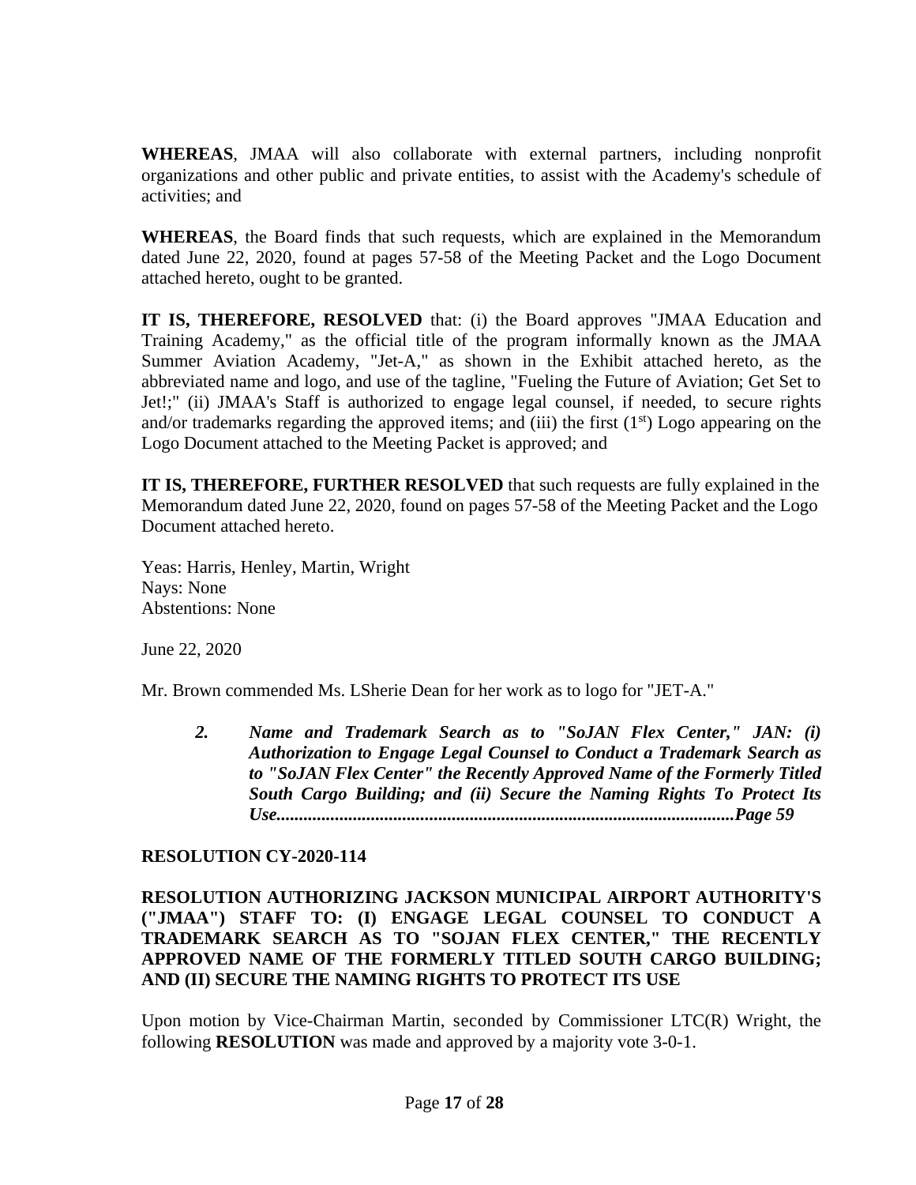**WHEREAS**, JMAA will also collaborate with external partners, including nonprofit organizations and other public and private entities, to assist with the Academy's schedule of activities; and

**WHEREAS**, the Board finds that such requests, which are explained in the Memorandum dated June 22, 2020, found at pages 57-58 of the Meeting Packet and the Logo Document attached hereto, ought to be granted.

**IT IS, THEREFORE, RESOLVED** that: (i) the Board approves "JMAA Education and Training Academy," as the official title of the program informally known as the JMAA Summer Aviation Academy, "Jet-A," as shown in the Exhibit attached hereto, as the abbreviated name and logo, and use of the tagline, "Fueling the Future of Aviation; Get Set to Jet!;" (ii) JMAA's Staff is authorized to engage legal counsel, if needed, to secure rights and/or trademarks regarding the approved items; and (iii) the first (1st) Logo appearing on the Logo Document attached to the Meeting Packet is approved; and

**IT IS, THEREFORE, FURTHER RESOLVED** that such requests are fully explained in the Memorandum dated June 22, 2020, found on pages 57-58 of the Meeting Packet and the Logo Document attached hereto.

Yeas: Harris, Henley, Martin, Wright
Nays: None
Abstentions: None

June 22, 2020

Mr. Brown commended Ms. LSherie Dean for her work as to logo for "JET-A."

> ***2. Name and Trademark Search as to "SoJAN Flex Center," JAN: (i) Authorization to Engage Legal Counsel to Conduct a Trademark Search as to "SoJAN Flex Center" the Recently Approved Name of the Formerly Titled South Cargo Building; and (ii) Secure the Naming Rights To Protect Its Use......................................................................................................Page 59***

**RESOLUTION CY-2020-114**

**RESOLUTION AUTHORIZING JACKSON MUNICIPAL AIRPORT AUTHORITY'S ("JMAA") STAFF TO: (I) ENGAGE LEGAL COUNSEL TO CONDUCT A TRADEMARK SEARCH AS TO "SOJAN FLEX CENTER," THE RECENTLY APPROVED NAME OF THE FORMERLY TITLED SOUTH CARGO BUILDING; AND (II) SECURE THE NAMING RIGHTS TO PROTECT ITS USE**

Upon motion by Vice-Chairman Martin, seconded by Commissioner LTC(R) Wright, the following **RESOLUTION** was made and approved by a majority vote 3-0-1.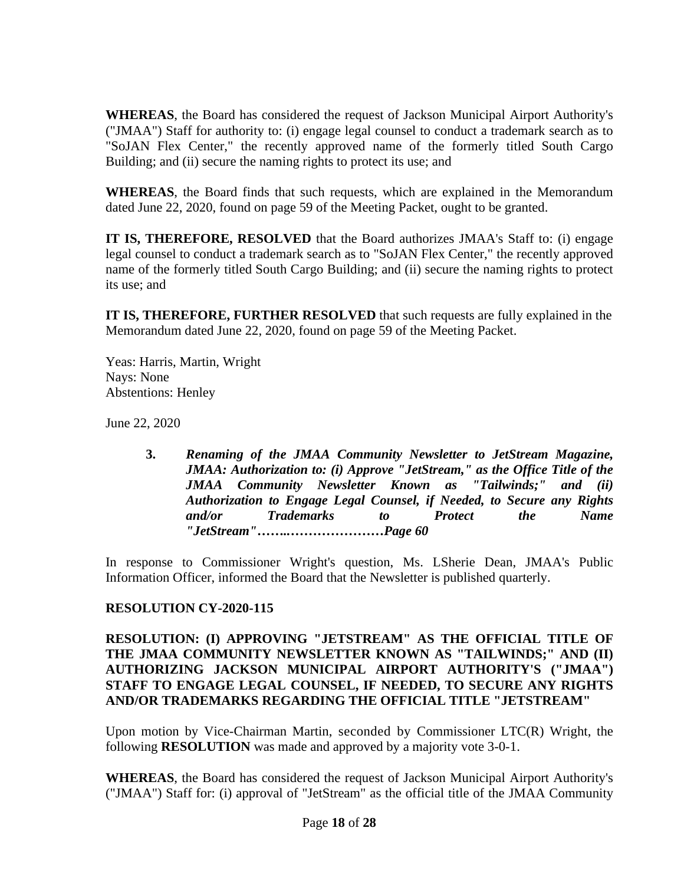**WHEREAS**, the Board has considered the request of Jackson Municipal Airport Authority's ("JMAA") Staff for authority to: (i) engage legal counsel to conduct a trademark search as to "SoJAN Flex Center," the recently approved name of the formerly titled South Cargo Building; and (ii) secure the naming rights to protect its use; and

**WHEREAS**, the Board finds that such requests, which are explained in the Memorandum dated June 22, 2020, found on page 59 of the Meeting Packet, ought to be granted.

**IT IS, THEREFORE, RESOLVED** that the Board authorizes JMAA's Staff to: (i) engage legal counsel to conduct a trademark search as to "SoJAN Flex Center," the recently approved name of the formerly titled South Cargo Building; and (ii) secure the naming rights to protect its use; and

**IT IS, THEREFORE, FURTHER RESOLVED** that such requests are fully explained in the Memorandum dated June 22, 2020, found on page 59 of the Meeting Packet.

Yeas: Harris, Martin, Wright
Nays: None
Abstentions: Henley

June 22, 2020

**3.** ***Renaming of the JMAA Community Newsletter to JetStream Magazine, JMAA: Authorization to: (i) Approve "JetStream," as the Office Title of the JMAA Community Newsletter Known as "Tailwinds;" and (ii) Authorization to Engage Legal Counsel, if Needed, to Secure any Rights and/or Trademarks to Protect the Name "JetStream"……..…………………Page 60***

In response to Commissioner Wright's question, Ms. LSherie Dean, JMAA's Public Information Officer, informed the Board that the Newsletter is published quarterly.

**RESOLUTION CY-2020-115**

**RESOLUTION: (I) APPROVING "JETSTREAM" AS THE OFFICIAL TITLE OF THE JMAA COMMUNITY NEWSLETTER KNOWN AS "TAILWINDS;" AND (II) AUTHORIZING JACKSON MUNICIPAL AIRPORT AUTHORITY'S ("JMAA") STAFF TO ENGAGE LEGAL COUNSEL, IF NEEDED, TO SECURE ANY RIGHTS AND/OR TRADEMARKS REGARDING THE OFFICIAL TITLE "JETSTREAM"**

Upon motion by Vice-Chairman Martin, seconded by Commissioner LTC(R) Wright, the following **RESOLUTION** was made and approved by a majority vote 3-0-1.

**WHEREAS**, the Board has considered the request of Jackson Municipal Airport Authority's ("JMAA") Staff for: (i) approval of "JetStream" as the official title of the JMAA Community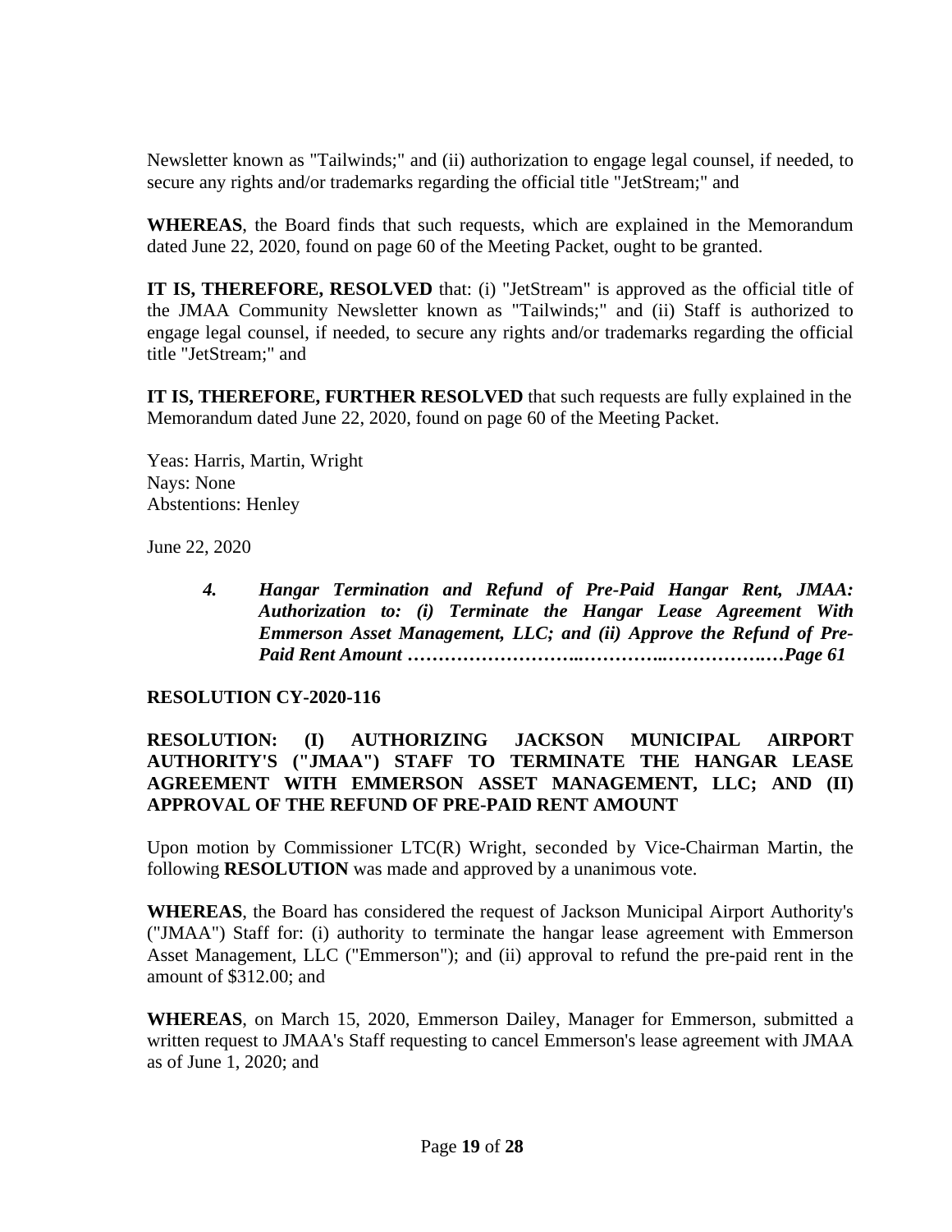Newsletter known as "Tailwinds;" and (ii) authorization to engage legal counsel, if needed, to secure any rights and/or trademarks regarding the official title "JetStream;" and

**WHEREAS**, the Board finds that such requests, which are explained in the Memorandum dated June 22, 2020, found on page 60 of the Meeting Packet, ought to be granted.

**IT IS, THEREFORE, RESOLVED** that: (i) "JetStream" is approved as the official title of the JMAA Community Newsletter known as "Tailwinds;" and (ii) Staff is authorized to engage legal counsel, if needed, to secure any rights and/or trademarks regarding the official title "JetStream;" and

**IT IS, THEREFORE, FURTHER RESOLVED** that such requests are fully explained in the Memorandum dated June 22, 2020, found on page 60 of the Meeting Packet.

Yeas: Harris, Martin, Wright
Nays: None
Abstentions: Henley

June 22, 2020

> ***4. Hangar Termination and Refund of Pre-Paid Hangar Rent, JMAA: Authorization to: (i) Terminate the Hangar Lease Agreement With Emmerson Asset Management, LLC; and (ii) Approve the Refund of Pre-Paid Rent Amount ……………………..…………..……………….…Page 61***

**RESOLUTION CY-2020-116**

**RESOLUTION: (I) AUTHORIZING JACKSON MUNICIPAL AIRPORT AUTHORITY'S ("JMAA") STAFF TO TERMINATE THE HANGAR LEASE AGREEMENT WITH EMMERSON ASSET MANAGEMENT, LLC; AND (II) APPROVAL OF THE REFUND OF PRE-PAID RENT AMOUNT**

Upon motion by Commissioner LTC(R) Wright, seconded by Vice-Chairman Martin, the following **RESOLUTION** was made and approved by a unanimous vote.

**WHEREAS**, the Board has considered the request of Jackson Municipal Airport Authority's ("JMAA") Staff for: (i) authority to terminate the hangar lease agreement with Emmerson Asset Management, LLC ("Emmerson"); and (ii) approval to refund the pre-paid rent in the amount of $312.00; and

**WHEREAS**, on March 15, 2020, Emmerson Dailey, Manager for Emmerson, submitted a written request to JMAA's Staff requesting to cancel Emmerson's lease agreement with JMAA as of June 1, 2020; and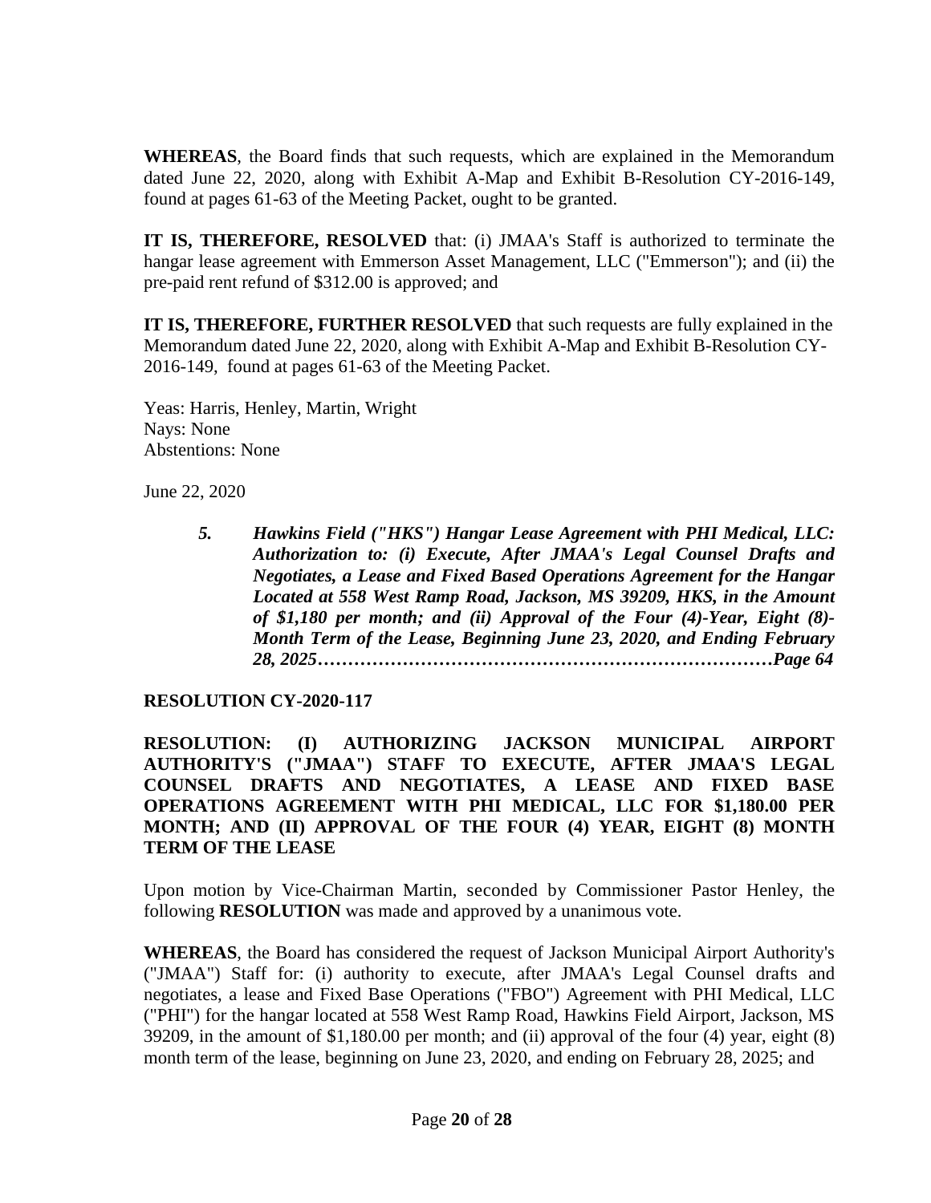**WHEREAS**, the Board finds that such requests, which are explained in the Memorandum dated June 22, 2020, along with Exhibit A-Map and Exhibit B-Resolution CY-2016-149, found at pages 61-63 of the Meeting Packet, ought to be granted.

**IT IS, THEREFORE, RESOLVED** that: (i) JMAA's Staff is authorized to terminate the hangar lease agreement with Emmerson Asset Management, LLC ("Emmerson"); and (ii) the pre-paid rent refund of $312.00 is approved; and

**IT IS, THEREFORE, FURTHER RESOLVED** that such requests are fully explained in the Memorandum dated June 22, 2020, along with Exhibit A-Map and Exhibit B-Resolution CY-2016-149, found at pages 61-63 of the Meeting Packet.

Yeas: Harris, Henley, Martin, Wright
Nays: None
Abstentions: None

June 22, 2020

> ***5. Hawkins Field ("HKS") Hangar Lease Agreement with PHI Medical, LLC: Authorization to: (i) Execute, After JMAA's Legal Counsel Drafts and Negotiates, a Lease and Fixed Based Operations Agreement for the Hangar Located at 558 West Ramp Road, Jackson, MS 39209, HKS, in the Amount of $1,180 per month; and (ii) Approval of the Four (4)-Year, Eight (8)-Month Term of the Lease, Beginning June 23, 2020, and Ending February 28, 2025…………………………………………………………………Page 64***

**RESOLUTION CY-2020-117**

**RESOLUTION: (I) AUTHORIZING JACKSON MUNICIPAL AIRPORT AUTHORITY'S ("JMAA") STAFF TO EXECUTE, AFTER JMAA'S LEGAL COUNSEL DRAFTS AND NEGOTIATES, A LEASE AND FIXED BASE OPERATIONS AGREEMENT WITH PHI MEDICAL, LLC FOR $1,180.00 PER MONTH; AND (II) APPROVAL OF THE FOUR (4) YEAR, EIGHT (8) MONTH TERM OF THE LEASE**

Upon motion by Vice-Chairman Martin, seconded by Commissioner Pastor Henley, the following **RESOLUTION** was made and approved by a unanimous vote.

**WHEREAS**, the Board has considered the request of Jackson Municipal Airport Authority's ("JMAA") Staff for: (i) authority to execute, after JMAA's Legal Counsel drafts and negotiates, a lease and Fixed Base Operations ("FBO") Agreement with PHI Medical, LLC ("PHI") for the hangar located at 558 West Ramp Road, Hawkins Field Airport, Jackson, MS 39209, in the amount of $1,180.00 per month; and (ii) approval of the four (4) year, eight (8) month term of the lease, beginning on June 23, 2020, and ending on February 28, 2025; and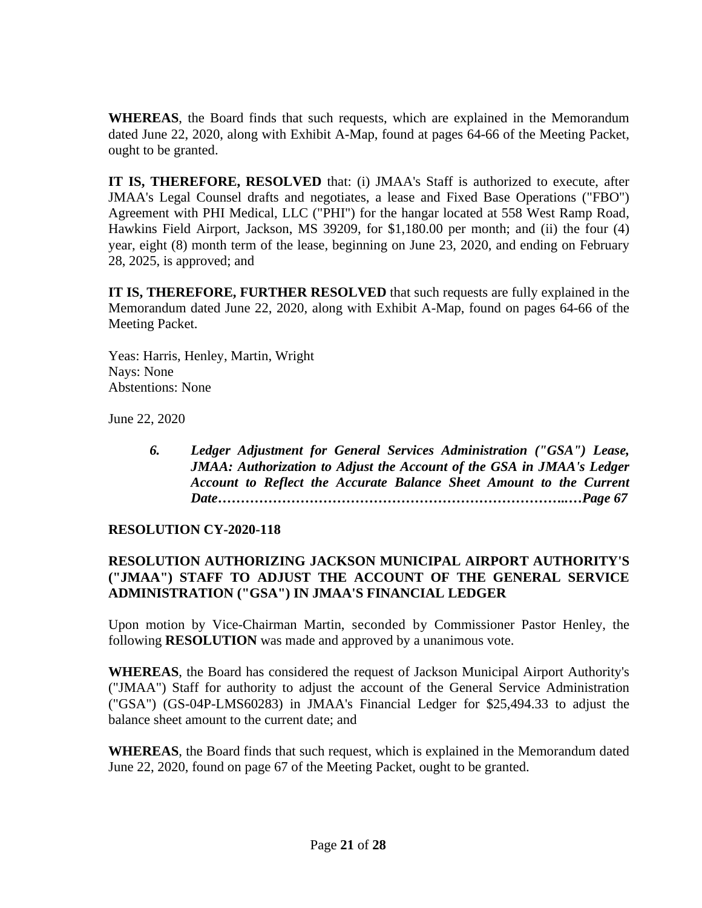**WHEREAS**, the Board finds that such requests, which are explained in the Memorandum dated June 22, 2020, along with Exhibit A-Map, found at pages 64-66 of the Meeting Packet, ought to be granted.

**IT IS, THEREFORE, RESOLVED** that: (i) JMAA's Staff is authorized to execute, after JMAA's Legal Counsel drafts and negotiates, a lease and Fixed Base Operations ("FBO") Agreement with PHI Medical, LLC ("PHI") for the hangar located at 558 West Ramp Road, Hawkins Field Airport, Jackson, MS 39209, for $1,180.00 per month; and (ii) the four (4) year, eight (8) month term of the lease, beginning on June 23, 2020, and ending on February 28, 2025, is approved; and

**IT IS, THEREFORE, FURTHER RESOLVED** that such requests are fully explained in the Memorandum dated June 22, 2020, along with Exhibit A-Map, found on pages 64-66 of the Meeting Packet.

Yeas: Harris, Henley, Martin, Wright
Nays: None
Abstentions: None

June 22, 2020

> ***6. Ledger Adjustment for General Services Administration ("GSA") Lease, JMAA: Authorization to Adjust the Account of the GSA in JMAA's Ledger Account to Reflect the Accurate Balance Sheet Amount to the Current Date………………………………………………………………..…Page 67***

**RESOLUTION CY-2020-118**

**RESOLUTION AUTHORIZING JACKSON MUNICIPAL AIRPORT AUTHORITY'S ("JMAA") STAFF TO ADJUST THE ACCOUNT OF THE GENERAL SERVICE ADMINISTRATION ("GSA") IN JMAA'S FINANCIAL LEDGER**

Upon motion by Vice-Chairman Martin, seconded by Commissioner Pastor Henley, the following **RESOLUTION** was made and approved by a unanimous vote.

**WHEREAS**, the Board has considered the request of Jackson Municipal Airport Authority's ("JMAA") Staff for authority to adjust the account of the General Service Administration ("GSA") (GS-04P-LMS60283) in JMAA's Financial Ledger for $25,494.33 to adjust the balance sheet amount to the current date; and

**WHEREAS**, the Board finds that such request, which is explained in the Memorandum dated June 22, 2020, found on page 67 of the Meeting Packet, ought to be granted.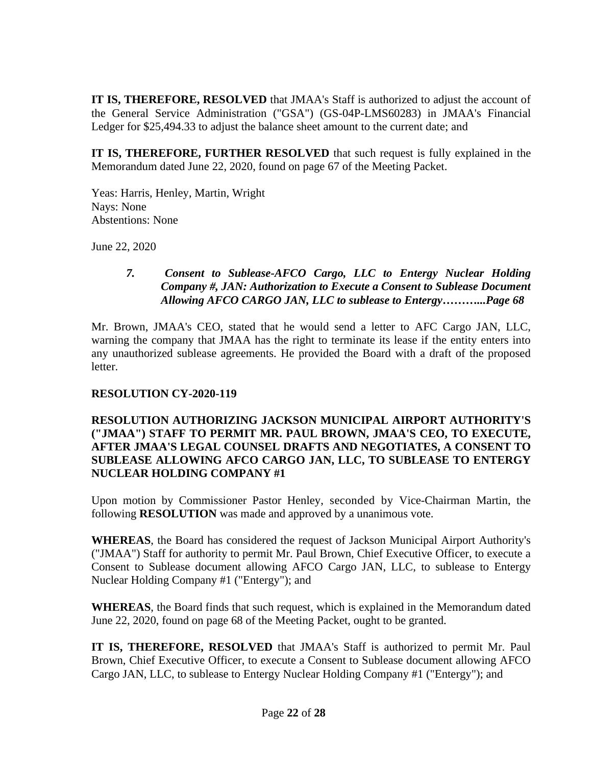**IT IS, THEREFORE, RESOLVED** that JMAA's Staff is authorized to adjust the account of the General Service Administration ("GSA") (GS-04P-LMS60283) in JMAA's Financial Ledger for $25,494.33 to adjust the balance sheet amount to the current date; and

**IT IS, THEREFORE, FURTHER RESOLVED** that such request is fully explained in the Memorandum dated June 22, 2020, found on page 67 of the Meeting Packet.

Yeas: Harris, Henley, Martin, Wright
Nays: None
Abstentions: None

June 22, 2020

> ***7. Consent to Sublease-AFCO Cargo, LLC to Entergy Nuclear Holding Company #, JAN: Authorization to Execute a Consent to Sublease Document Allowing AFCO CARGO JAN, LLC to sublease to Entergy………...Page 68***

Mr. Brown, JMAA's CEO, stated that he would send a letter to AFC Cargo JAN, LLC, warning the company that JMAA has the right to terminate its lease if the entity enters into any unauthorized sublease agreements. He provided the Board with a draft of the proposed letter.

**RESOLUTION CY-2020-119**

**RESOLUTION AUTHORIZING JACKSON MUNICIPAL AIRPORT AUTHORITY'S ("JMAA") STAFF TO PERMIT MR. PAUL BROWN, JMAA'S CEO, TO EXECUTE, AFTER JMAA'S LEGAL COUNSEL DRAFTS AND NEGOTIATES, A CONSENT TO SUBLEASE ALLOWING AFCO CARGO JAN, LLC, TO SUBLEASE TO ENTERGY NUCLEAR HOLDING COMPANY #1**

Upon motion by Commissioner Pastor Henley, seconded by Vice-Chairman Martin, the following **RESOLUTION** was made and approved by a unanimous vote.

**WHEREAS**, the Board has considered the request of Jackson Municipal Airport Authority's ("JMAA") Staff for authority to permit Mr. Paul Brown, Chief Executive Officer, to execute a Consent to Sublease document allowing AFCO Cargo JAN, LLC, to sublease to Entergy Nuclear Holding Company #1 ("Entergy"); and

**WHEREAS**, the Board finds that such request, which is explained in the Memorandum dated June 22, 2020, found on page 68 of the Meeting Packet, ought to be granted.

**IT IS, THEREFORE, RESOLVED** that JMAA's Staff is authorized to permit Mr. Paul Brown, Chief Executive Officer, to execute a Consent to Sublease document allowing AFCO Cargo JAN, LLC, to sublease to Entergy Nuclear Holding Company #1 ("Entergy"); and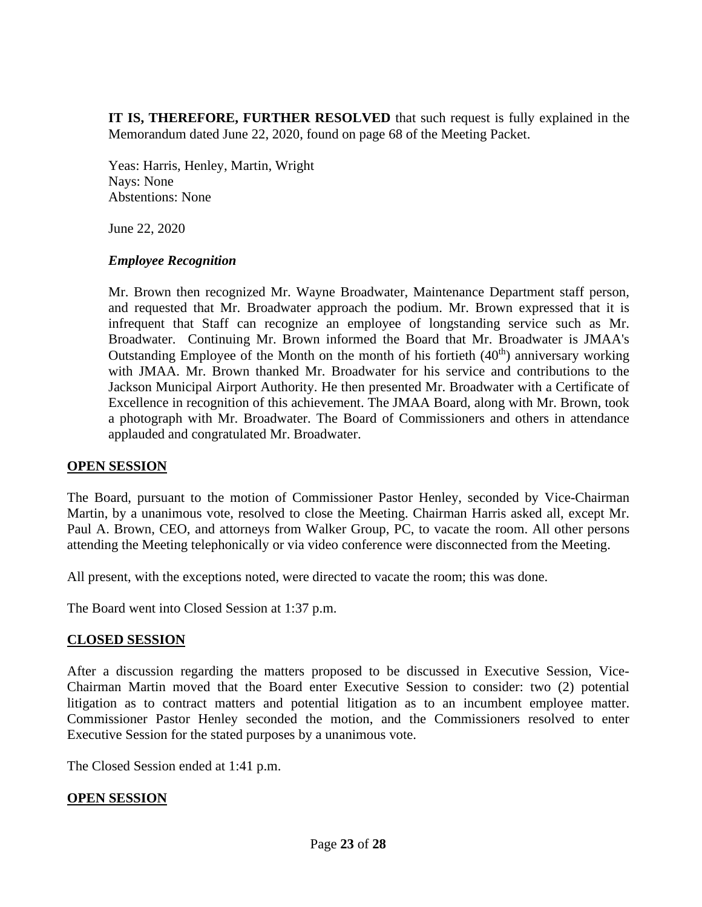**IT IS, THEREFORE, FURTHER RESOLVED** that such request is fully explained in the Memorandum dated June 22, 2020, found on page 68 of the Meeting Packet.

Yeas: Harris, Henley, Martin, Wright
Nays: None
Abstentions: None

June 22, 2020

***Employee Recognition***

Mr. Brown then recognized Mr. Wayne Broadwater, Maintenance Department staff person, and requested that Mr. Broadwater approach the podium. Mr. Brown expressed that it is infrequent that Staff can recognize an employee of longstanding service such as Mr. Broadwater. Continuing Mr. Brown informed the Board that Mr. Broadwater is JMAA's Outstanding Employee of the Month on the month of his fortieth (40th) anniversary working with JMAA. Mr. Brown thanked Mr. Broadwater for his service and contributions to the Jackson Municipal Airport Authority. He then presented Mr. Broadwater with a Certificate of Excellence in recognition of this achievement. The JMAA Board, along with Mr. Brown, took a photograph with Mr. Broadwater. The Board of Commissioners and others in attendance applauded and congratulated Mr. Broadwater.

**OPEN SESSION**

The Board, pursuant to the motion of Commissioner Pastor Henley, seconded by Vice-Chairman Martin, by a unanimous vote, resolved to close the Meeting. Chairman Harris asked all, except Mr. Paul A. Brown, CEO, and attorneys from Walker Group, PC, to vacate the room. All other persons attending the Meeting telephonically or via video conference were disconnected from the Meeting.

All present, with the exceptions noted, were directed to vacate the room; this was done.

The Board went into Closed Session at 1:37 p.m.

**CLOSED SESSION**

After a discussion regarding the matters proposed to be discussed in Executive Session, Vice-Chairman Martin moved that the Board enter Executive Session to consider: two (2) potential litigation as to contract matters and potential litigation as to an incumbent employee matter. Commissioner Pastor Henley seconded the motion, and the Commissioners resolved to enter Executive Session for the stated purposes by a unanimous vote.

The Closed Session ended at 1:41 p.m.

**OPEN SESSION**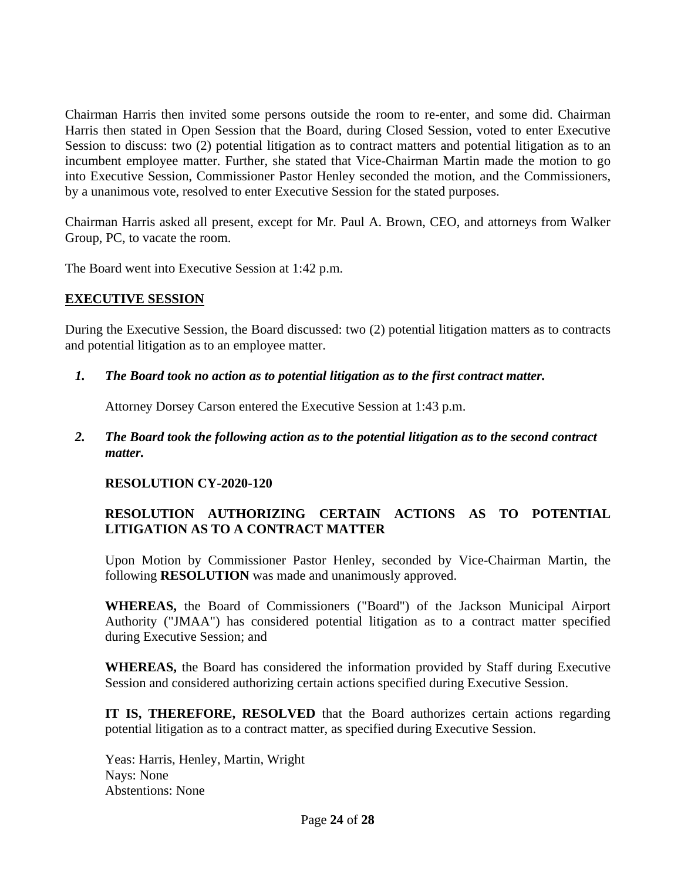Chairman Harris then invited some persons outside the room to re-enter, and some did. Chairman Harris then stated in Open Session that the Board, during Closed Session, voted to enter Executive Session to discuss: two (2) potential litigation as to contract matters and potential litigation as to an incumbent employee matter. Further, she stated that Vice-Chairman Martin made the motion to go into Executive Session, Commissioner Pastor Henley seconded the motion, and the Commissioners, by a unanimous vote, resolved to enter Executive Session for the stated purposes.

Chairman Harris asked all present, except for Mr. Paul A. Brown, CEO, and attorneys from Walker Group, PC, to vacate the room.

The Board went into Executive Session at 1:42 p.m.

## EXECUTIVE SESSION

During the Executive Session, the Board discussed: two (2) potential litigation matters as to contracts and potential litigation as to an employee matter.

1. ***The Board took no action as to potential litigation as to the first contract matter.***

   Attorney Dorsey Carson entered the Executive Session at 1:43 p.m.

2. ***The Board took the following action as to the potential litigation as to the second contract matter.***

   **RESOLUTION CY-2020-120**

   **RESOLUTION AUTHORIZING CERTAIN ACTIONS AS TO POTENTIAL LITIGATION AS TO A CONTRACT MATTER**

   Upon Motion by Commissioner Pastor Henley, seconded by Vice-Chairman Martin, the following **RESOLUTION** was made and unanimously approved.

   **WHEREAS,** the Board of Commissioners ("Board") of the Jackson Municipal Airport Authority ("JMAA") has considered potential litigation as to a contract matter specified during Executive Session; and

   **WHEREAS,** the Board has considered the information provided by Staff during Executive Session and considered authorizing certain actions specified during Executive Session.

   **IT IS, THEREFORE, RESOLVED** that the Board authorizes certain actions regarding potential litigation as to a contract matter, as specified during Executive Session.

   Yeas: Harris, Henley, Martin, Wright
   Nays: None
   Abstentions: None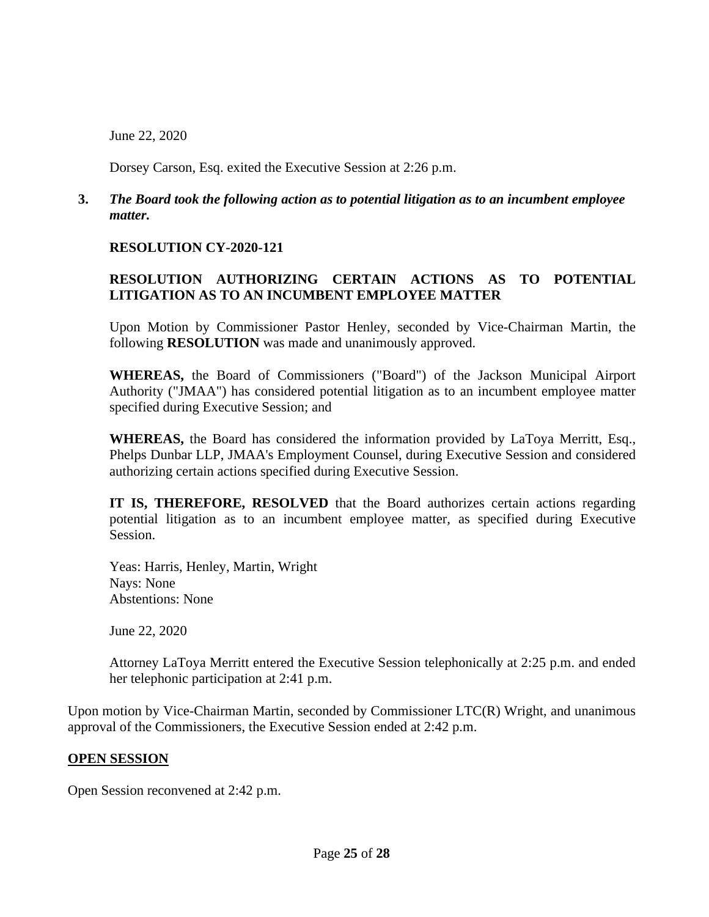June 22, 2020

Dorsey Carson, Esq. exited the Executive Session at 2:26 p.m.

**3.** ***The Board took the following action as to potential litigation as to an incumbent employee matter.***

**RESOLUTION CY-2020-121**

**RESOLUTION AUTHORIZING CERTAIN ACTIONS AS TO POTENTIAL LITIGATION AS TO AN INCUMBENT EMPLOYEE MATTER**

Upon Motion by Commissioner Pastor Henley, seconded by Vice-Chairman Martin, the following **RESOLUTION** was made and unanimously approved.

**WHEREAS,** the Board of Commissioners ("Board") of the Jackson Municipal Airport Authority ("JMAA") has considered potential litigation as to an incumbent employee matter specified during Executive Session; and

**WHEREAS,** the Board has considered the information provided by LaToya Merritt, Esq., Phelps Dunbar LLP, JMAA's Employment Counsel, during Executive Session and considered authorizing certain actions specified during Executive Session.

**IT IS, THEREFORE, RESOLVED** that the Board authorizes certain actions regarding potential litigation as to an incumbent employee matter, as specified during Executive Session.

Yeas: Harris, Henley, Martin, Wright
Nays: None
Abstentions: None

June 22, 2020

Attorney LaToya Merritt entered the Executive Session telephonically at 2:25 p.m. and ended her telephonic participation at 2:41 p.m.

Upon motion by Vice-Chairman Martin, seconded by Commissioner LTC(R) Wright, and unanimous approval of the Commissioners, the Executive Session ended at 2:42 p.m.

## OPEN SESSION

Open Session reconvened at 2:42 p.m.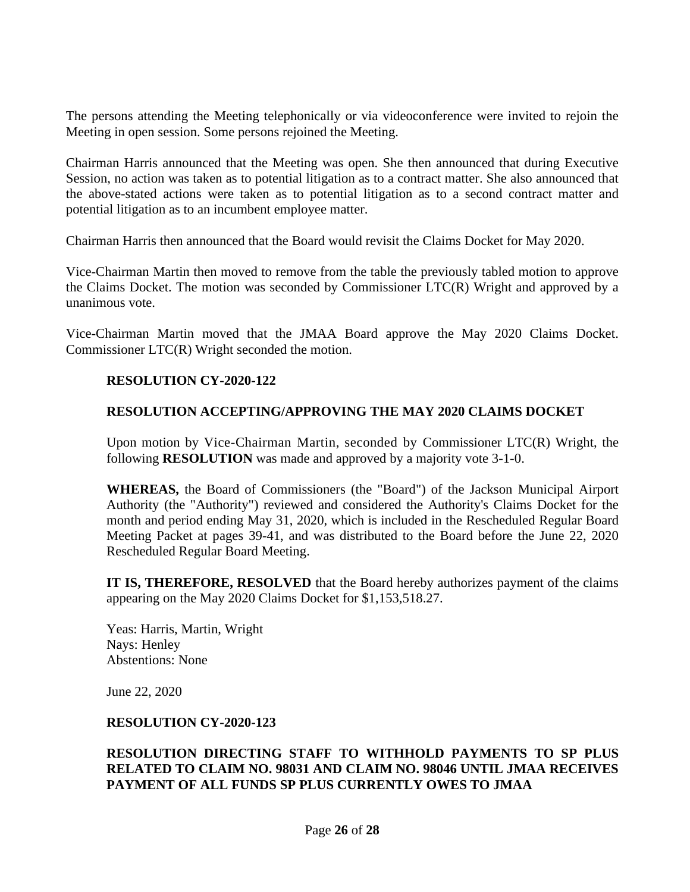The persons attending the Meeting telephonically or via videoconference were invited to rejoin the Meeting in open session. Some persons rejoined the Meeting.

Chairman Harris announced that the Meeting was open. She then announced that during Executive Session, no action was taken as to potential litigation as to a contract matter. She also announced that the above-stated actions were taken as to potential litigation as to a second contract matter and potential litigation as to an incumbent employee matter.

Chairman Harris then announced that the Board would revisit the Claims Docket for May 2020.

Vice-Chairman Martin then moved to remove from the table the previously tabled motion to approve the Claims Docket. The motion was seconded by Commissioner LTC(R) Wright and approved by a unanimous vote.

Vice-Chairman Martin moved that the JMAA Board approve the May 2020 Claims Docket. Commissioner LTC(R) Wright seconded the motion.

**RESOLUTION CY-2020-122**

**RESOLUTION ACCEPTING/APPROVING THE MAY 2020 CLAIMS DOCKET**

Upon motion by Vice-Chairman Martin, seconded by Commissioner LTC(R) Wright, the following **RESOLUTION** was made and approved by a majority vote 3-1-0.

**WHEREAS,** the Board of Commissioners (the "Board") of the Jackson Municipal Airport Authority (the "Authority") reviewed and considered the Authority's Claims Docket for the month and period ending May 31, 2020, which is included in the Rescheduled Regular Board Meeting Packet at pages 39-41, and was distributed to the Board before the June 22, 2020 Rescheduled Regular Board Meeting.

**IT IS, THEREFORE, RESOLVED** that the Board hereby authorizes payment of the claims appearing on the May 2020 Claims Docket for $1,153,518.27.

Yeas: Harris, Martin, Wright
Nays: Henley
Abstentions: None

June 22, 2020

**RESOLUTION CY-2020-123**

**RESOLUTION DIRECTING STAFF TO WITHHOLD PAYMENTS TO SP PLUS RELATED TO CLAIM NO. 98031 AND CLAIM NO. 98046 UNTIL JMAA RECEIVES PAYMENT OF ALL FUNDS SP PLUS CURRENTLY OWES TO JMAA**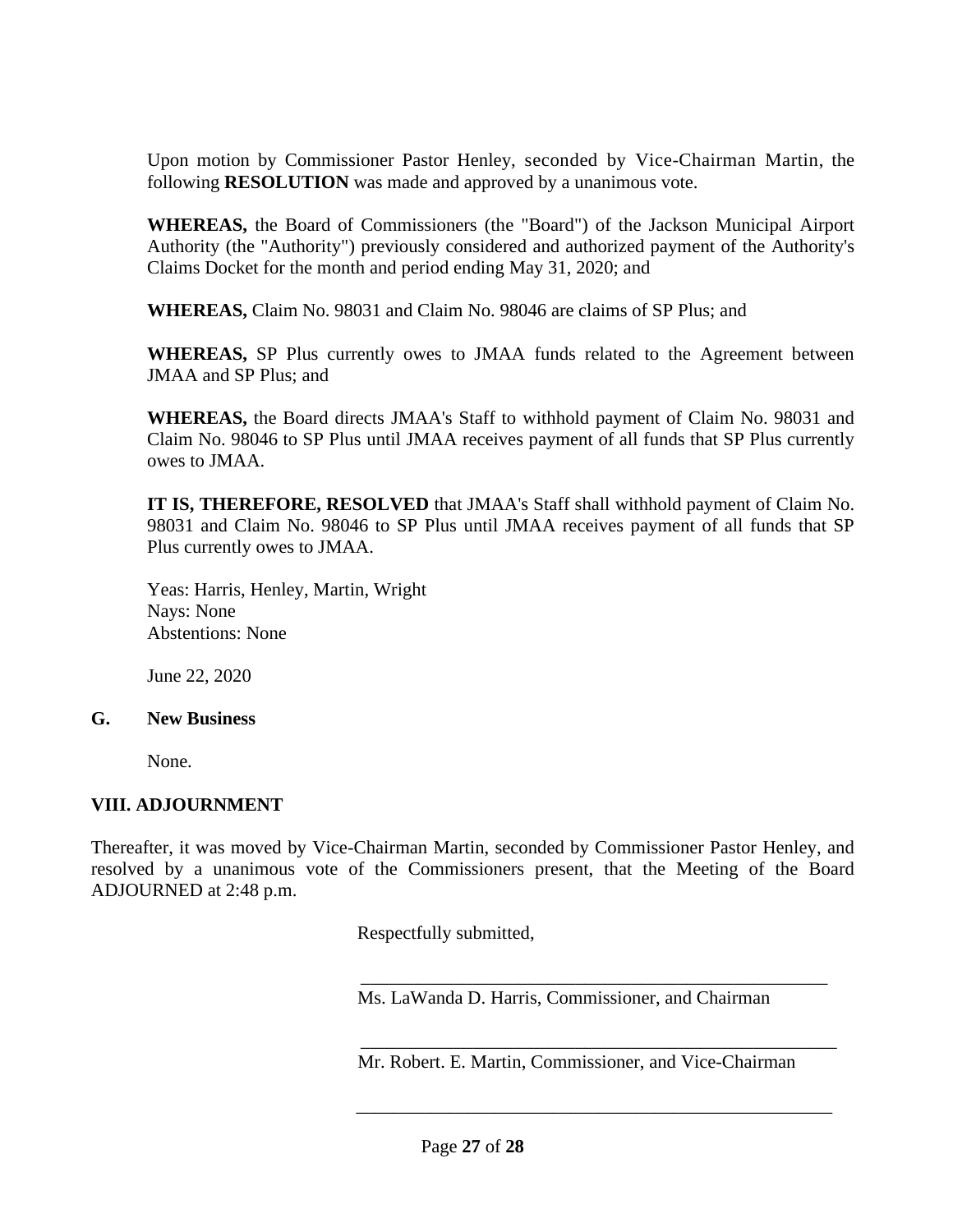Upon motion by Commissioner Pastor Henley, seconded by Vice-Chairman Martin, the following **RESOLUTION** was made and approved by a unanimous vote.

**WHEREAS,** the Board of Commissioners (the "Board") of the Jackson Municipal Airport Authority (the "Authority") previously considered and authorized payment of the Authority's Claims Docket for the month and period ending May 31, 2020; and

**WHEREAS,** Claim No. 98031 and Claim No. 98046 are claims of SP Plus; and

**WHEREAS,** SP Plus currently owes to JMAA funds related to the Agreement between JMAA and SP Plus; and

**WHEREAS,** the Board directs JMAA's Staff to withhold payment of Claim No. 98031 and Claim No. 98046 to SP Plus until JMAA receives payment of all funds that SP Plus currently owes to JMAA.

**IT IS, THEREFORE, RESOLVED** that JMAA's Staff shall withhold payment of Claim No. 98031 and Claim No. 98046 to SP Plus until JMAA receives payment of all funds that SP Plus currently owes to JMAA.

Yeas: Harris, Henley, Martin, Wright
Nays: None
Abstentions: None

June 22, 2020

**G. New Business**

None.

## VIII. ADJOURNMENT

Thereafter, it was moved by Vice-Chairman Martin, seconded by Commissioner Pastor Henley, and resolved by a unanimous vote of the Commissioners present, that the Meeting of the Board ADJOURNED at 2:48 p.m.

Respectfully submitted,

\_\_\_\_\_\_\_\_\_\_\_\_\_\_\_\_\_\_\_\_\_\_\_\_\_\_\_\_\_\_\_\_\_\_\_\_\_\_\_\_\_\_\_\_\_\_\_\_

Ms. LaWanda D. Harris, Commissioner, and Chairman

\_\_\_\_\_\_\_\_\_\_\_\_\_\_\_\_\_\_\_\_\_\_\_\_\_\_\_\_\_\_\_\_\_\_\_\_\_\_\_\_\_\_\_\_\_\_\_\_

Mr. Robert. E. Martin, Commissioner, and Vice-Chairman

\_\_\_\_\_\_\_\_\_\_\_\_\_\_\_\_\_\_\_\_\_\_\_\_\_\_\_\_\_\_\_\_\_\_\_\_\_\_\_\_\_\_\_\_\_\_\_\_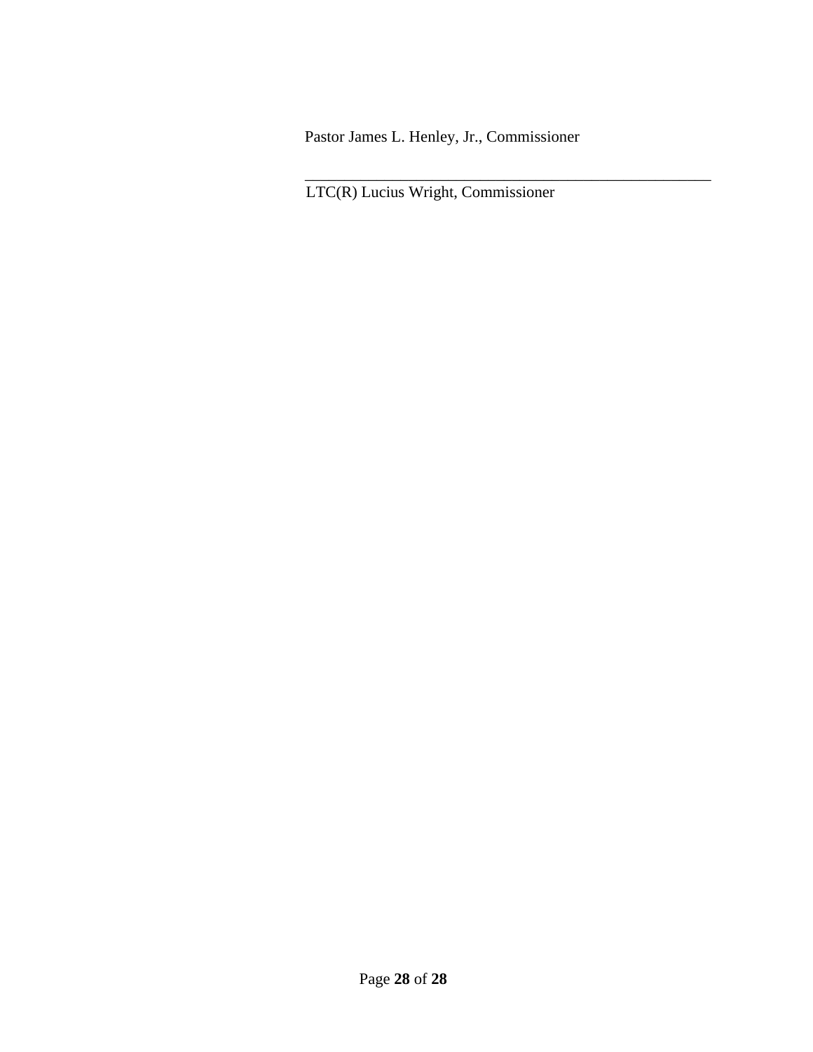Pastor James L. Henley, Jr., Commissioner

\_\_\_\_\_\_\_\_\_\_\_\_\_\_\_\_\_\_\_\_\_\_\_\_\_\_\_\_\_\_\_\_\_\_\_\_\_\_\_\_\_\_\_\_\_\_\_\_\_\_\_

LTC(R) Lucius Wright, Commissioner